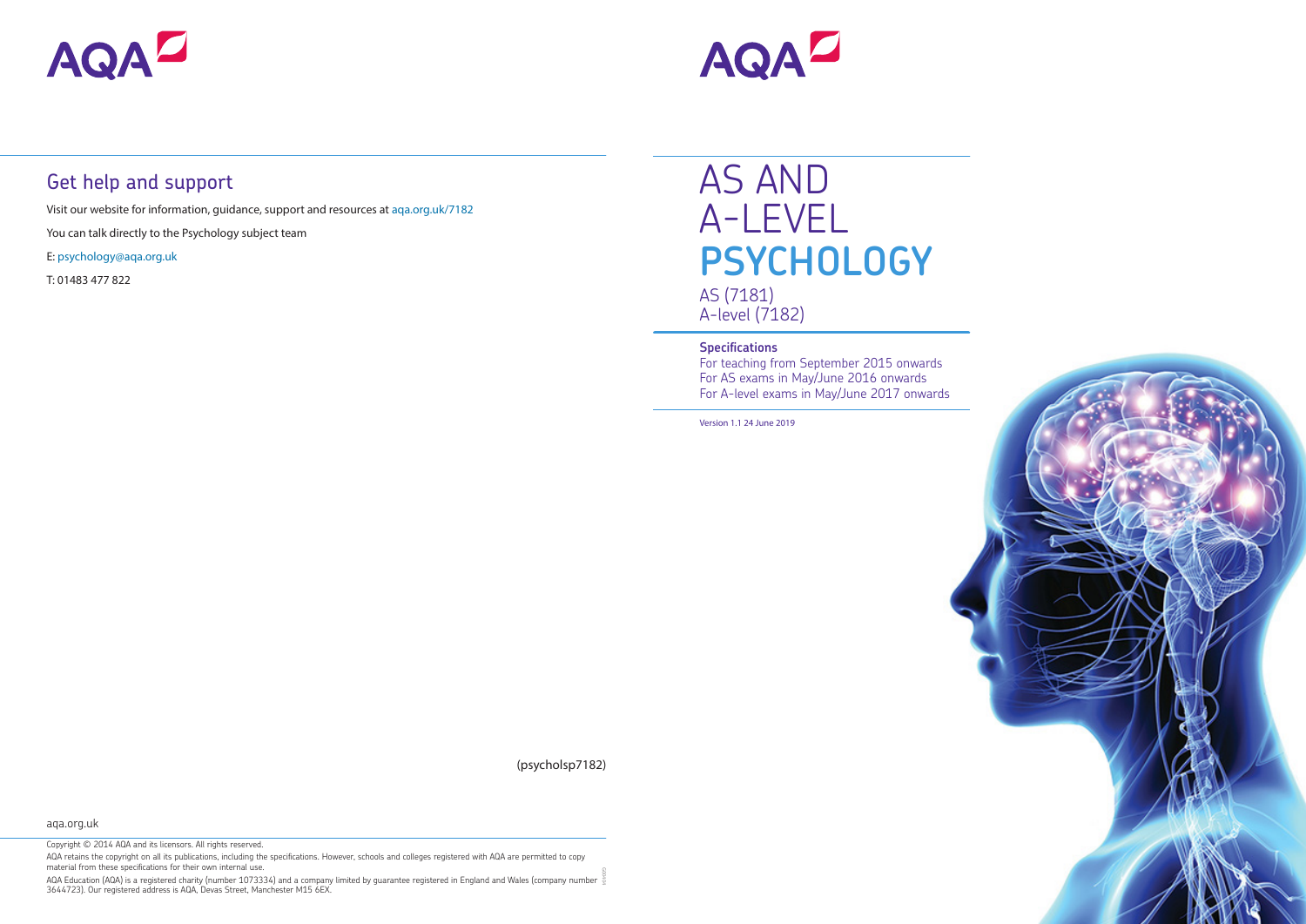AQA

## Get help and support

Visit our website for information, guidance, support and resources at aqa.org.uk/7182

You can talk directly to the Psychology subject team

E: psychology@aqa.org.uk

T: 01483 477 822

(psycholsp7182)

aqa.org.uk

Copyright © 2014 AQA and its licensors. All rights reserved.

AQA retains the copyright on all its publications, including the specifications. However, schools and colleges registered with AQA are permitted to copy material from these specifications for their own internal use.

AQA Education (AQA) is a registered charity (number 1073334) and a company limited by guarantee registered in England and Wales (company number 3644723). Our registered address is AQA, Devas Street, Manchester M15 6EX.

AQA

# AS AND A-LEVEL PSYCHOLOGY

AS (7181)
A-level (7182)

**Specifications**

For teaching from September 2015 onwards
For AS exams in May/June 2016 onwards
For A-level exams in May/June 2017 onwards

Version 1.1 24 June 2019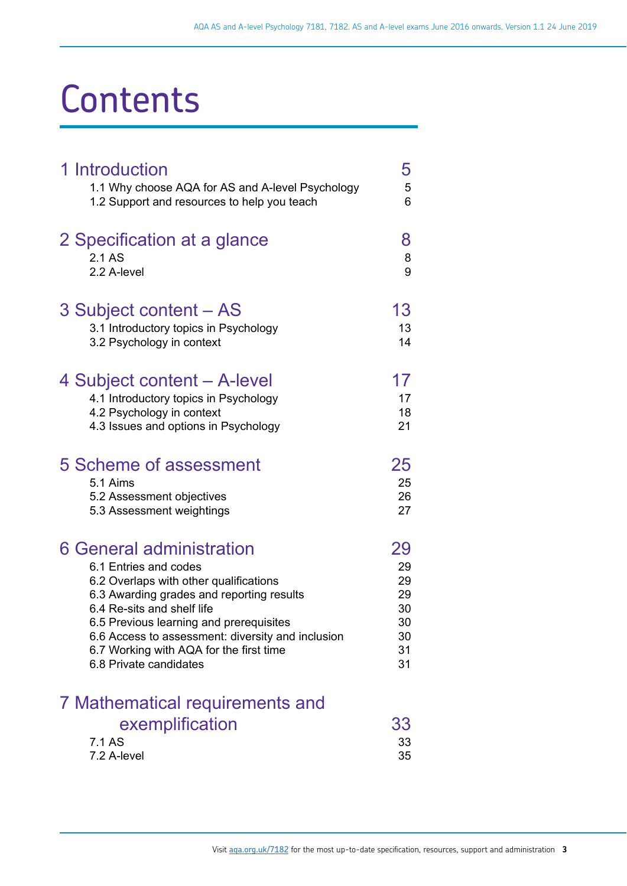# Contents

| | |
|---|---|
| **1 Introduction** | **5** |
| 1.1 Why choose AQA for AS and A-level Psychology | 5 |
| 1.2 Support and resources to help you teach | 6 |
| **2 Specification at a glance** | **8** |
| 2.1 AS | 8 |
| 2.2 A-level | 9 |
| **3 Subject content – AS** | **13** |
| 3.1 Introductory topics in Psychology | 13 |
| 3.2 Psychology in context | 14 |
| **4 Subject content – A-level** | **17** |
| 4.1 Introductory topics in Psychology | 17 |
| 4.2 Psychology in context | 18 |
| 4.3 Issues and options in Psychology | 21 |
| **5 Scheme of assessment** | **25** |
| 5.1 Aims | 25 |
| 5.2 Assessment objectives | 26 |
| 5.3 Assessment weightings | 27 |
| **6 General administration** | **29** |
| 6.1 Entries and codes | 29 |
| 6.2 Overlaps with other qualifications | 29 |
| 6.3 Awarding grades and reporting results | 29 |
| 6.4 Re-sits and shelf life | 30 |
| 6.5 Previous learning and prerequisites | 30 |
| 6.6 Access to assessment: diversity and inclusion | 30 |
| 6.7 Working with AQA for the first time | 31 |
| 6.8 Private candidates | 31 |
| **7 Mathematical requirements and exemplification** | **33** |
| 7.1 AS | 33 |
| 7.2 A-level | 35 |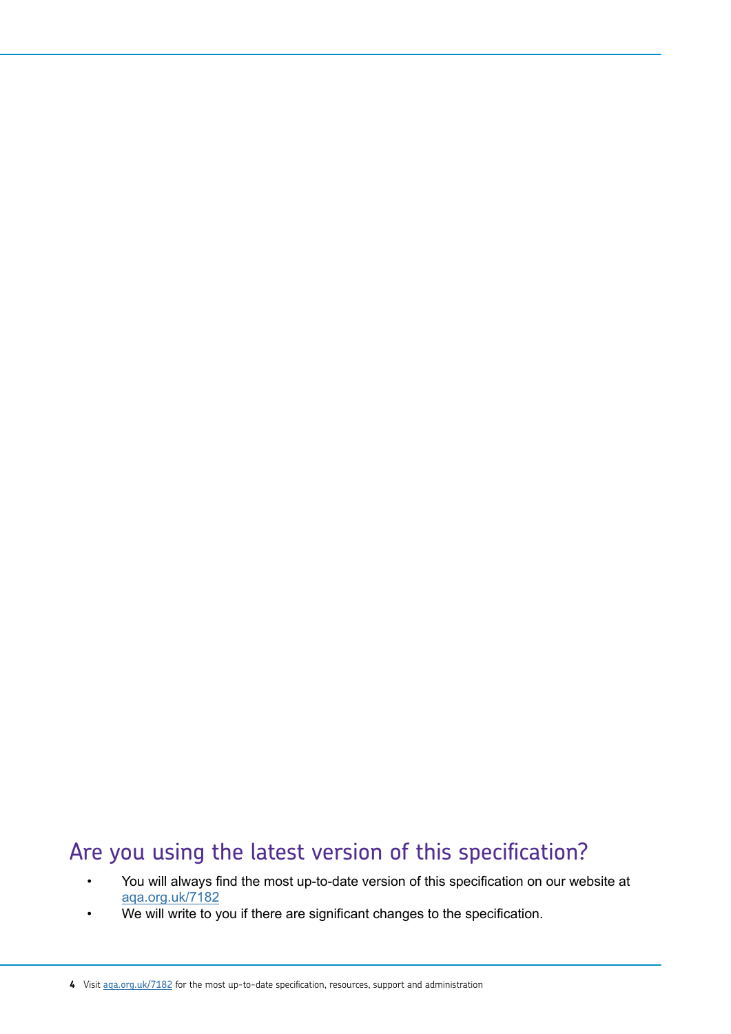## Are you using the latest version of this specification?

- You will always find the most up-to-date version of this specification on our website at aqa.org.uk/7182
- We will write to you if there are significant changes to the specification.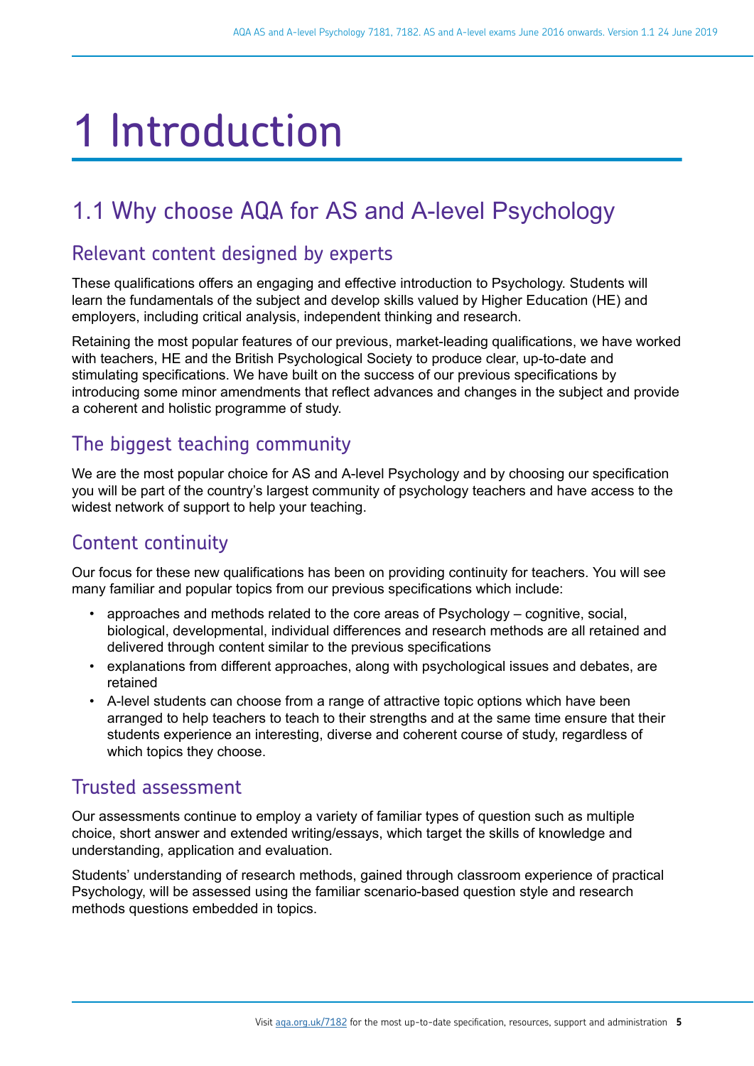# 1 Introduction

## 1.1 Why choose AQA for AS and A-level Psychology

### Relevant content designed by experts

These qualifications offers an engaging and effective introduction to Psychology. Students will learn the fundamentals of the subject and develop skills valued by Higher Education (HE) and employers, including critical analysis, independent thinking and research.

Retaining the most popular features of our previous, market-leading qualifications, we have worked with teachers, HE and the British Psychological Society to produce clear, up-to-date and stimulating specifications. We have built on the success of our previous specifications by introducing some minor amendments that reflect advances and changes in the subject and provide a coherent and holistic programme of study.

### The biggest teaching community

We are the most popular choice for AS and A-level Psychology and by choosing our specification you will be part of the country's largest community of psychology teachers and have access to the widest network of support to help your teaching.

### Content continuity

Our focus for these new qualifications has been on providing continuity for teachers. You will see many familiar and popular topics from our previous specifications which include:

- approaches and methods related to the core areas of Psychology – cognitive, social, biological, developmental, individual differences and research methods are all retained and delivered through content similar to the previous specifications
- explanations from different approaches, along with psychological issues and debates, are retained
- A-level students can choose from a range of attractive topic options which have been arranged to help teachers to teach to their strengths and at the same time ensure that their students experience an interesting, diverse and coherent course of study, regardless of which topics they choose.

### Trusted assessment

Our assessments continue to employ a variety of familiar types of question such as multiple choice, short answer and extended writing/essays, which target the skills of knowledge and understanding, application and evaluation.

Students' understanding of research methods, gained through classroom experience of practical Psychology, will be assessed using the familiar scenario-based question style and research methods questions embedded in topics.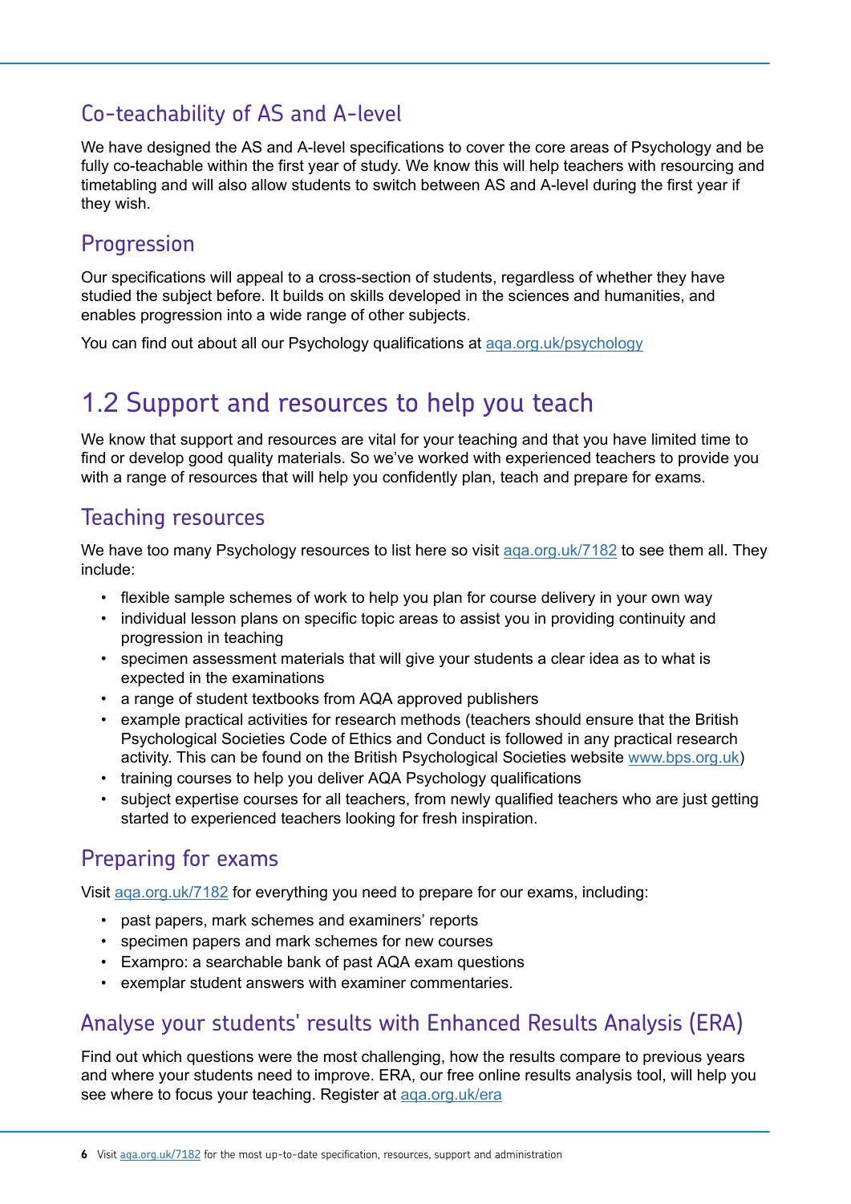### Co-teachability of AS and A-level

We have designed the AS and A-level specifications to cover the core areas of Psychology and be fully co-teachable within the first year of study. We know this will help teachers with resourcing and timetabling and will also allow students to switch between AS and A-level during the first year if they wish.

### Progression

Our specifications will appeal to a cross-section of students, regardless of whether they have studied the subject before. It builds on skills developed in the sciences and humanities, and enables progression into a wide range of other subjects.

You can find out about all our Psychology qualifications at [aqa.org.uk/psychology](aqa.org.uk/psychology)

## 1.2 Support and resources to help you teach

We know that support and resources are vital for your teaching and that you have limited time to find or develop good quality materials. So we've worked with experienced teachers to provide you with a range of resources that will help you confidently plan, teach and prepare for exams.

### Teaching resources

We have too many Psychology resources to list here so visit [aqa.org.uk/7182](aqa.org.uk/7182) to see them all. They include:

- flexible sample schemes of work to help you plan for course delivery in your own way
- individual lesson plans on specific topic areas to assist you in providing continuity and progression in teaching
- specimen assessment materials that will give your students a clear idea as to what is expected in the examinations
- a range of student textbooks from AQA approved publishers
- example practical activities for research methods (teachers should ensure that the British Psychological Societies Code of Ethics and Conduct is followed in any practical research activity. This can be found on the British Psychological Societies website [www.bps.org.uk](www.bps.org.uk))
- training courses to help you deliver AQA Psychology qualifications
- subject expertise courses for all teachers, from newly qualified teachers who are just getting started to experienced teachers looking for fresh inspiration.

### Preparing for exams

Visit [aqa.org.uk/7182](aqa.org.uk/7182) for everything you need to prepare for our exams, including:

- past papers, mark schemes and examiners' reports
- specimen papers and mark schemes for new courses
- Exampro: a searchable bank of past AQA exam questions
- exemplar student answers with examiner commentaries.

### Analyse your students' results with Enhanced Results Analysis (ERA)

Find out which questions were the most challenging, how the results compare to previous years and where your students need to improve. ERA, our free online results analysis tool, will help you see where to focus your teaching. Register at [aqa.org.uk/era](aqa.org.uk/era)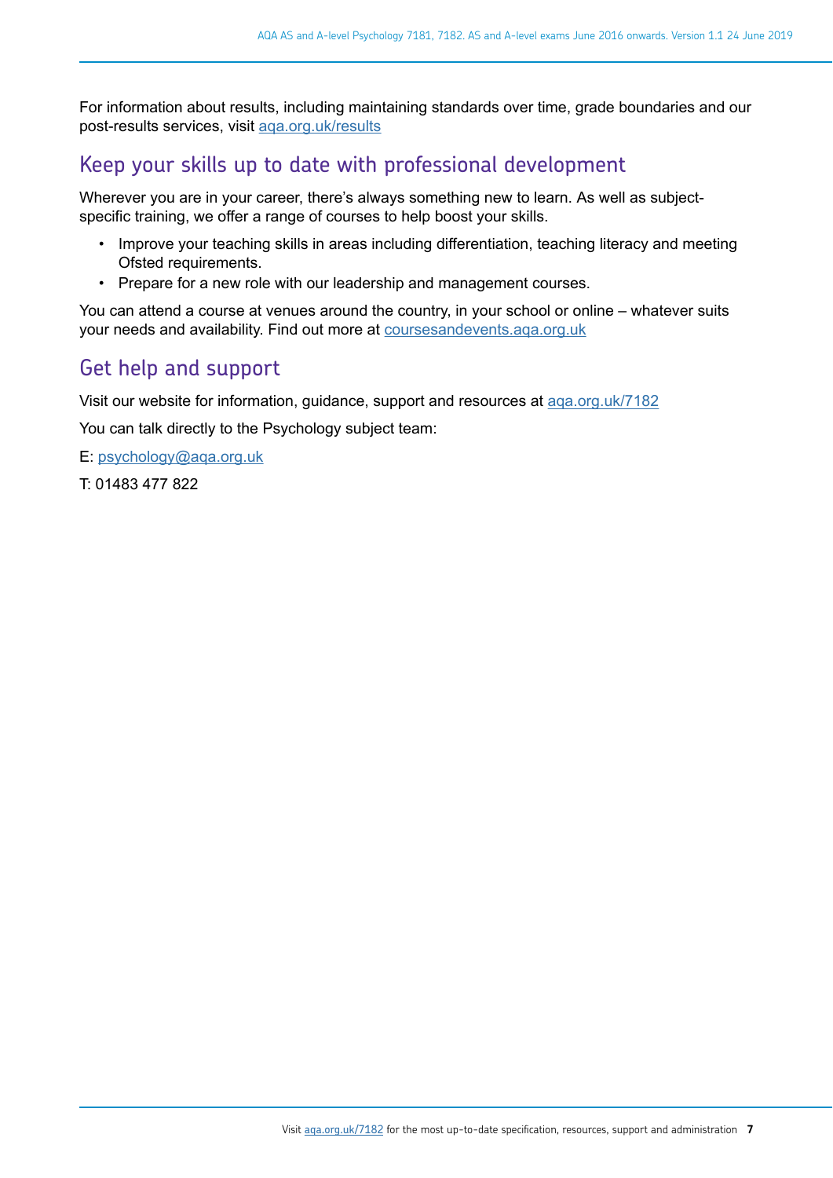For information about results, including maintaining standards over time, grade boundaries and our post-results services, visit [aqa.org.uk/results](aqa.org.uk/results)

## Keep your skills up to date with professional development

Wherever you are in your career, there's always something new to learn. As well as subject-specific training, we offer a range of courses to help boost your skills.

- Improve your teaching skills in areas including differentiation, teaching literacy and meeting Ofsted requirements.
- Prepare for a new role with our leadership and management courses.

You can attend a course at venues around the country, in your school or online – whatever suits your needs and availability. Find out more at [coursesandevents.aqa.org.uk](coursesandevents.aqa.org.uk)

## Get help and support

Visit our website for information, guidance, support and resources at [aqa.org.uk/7182](aqa.org.uk/7182)

You can talk directly to the Psychology subject team:

E: [psychology@aqa.org.uk](mailto:psychology@aqa.org.uk)

T: 01483 477 822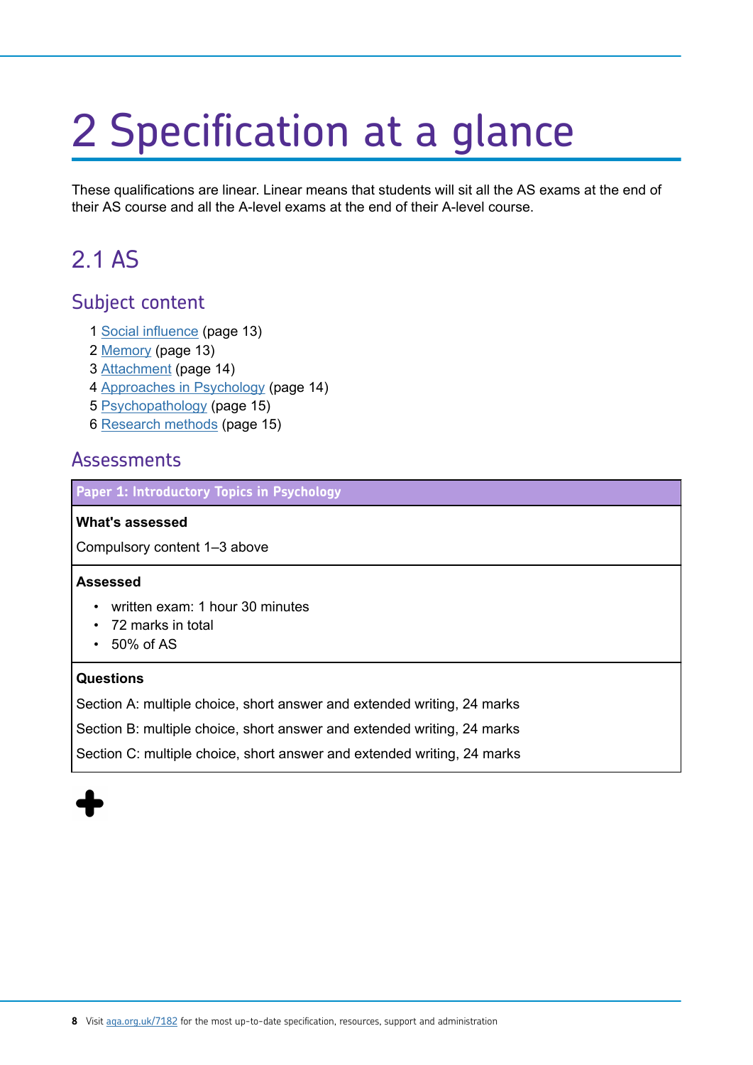# 2 Specification at a glance

These qualifications are linear. Linear means that students will sit all the AS exams at the end of their AS course and all the A-level exams at the end of their A-level course.

## 2.1 AS

### Subject content

1 Social influence (page 13)
2 Memory (page 13)
3 Attachment (page 14)
4 Approaches in Psychology (page 14)
5 Psychopathology (page 15)
6 Research methods (page 15)

### Assessments

| Paper 1: Introductory Topics in Psychology |
| --- |
| **What's assessed**<br><br>Compulsory content 1–3 above |
| **Assessed**<br><br>• written exam: 1 hour 30 minutes<br>• 72 marks in total<br>• 50% of AS |
| **Questions**<br><br>Section A: multiple choice, short answer and extended writing, 24 marks<br><br>Section B: multiple choice, short answer and extended writing, 24 marks<br><br>Section C: multiple choice, short answer and extended writing, 24 marks |

+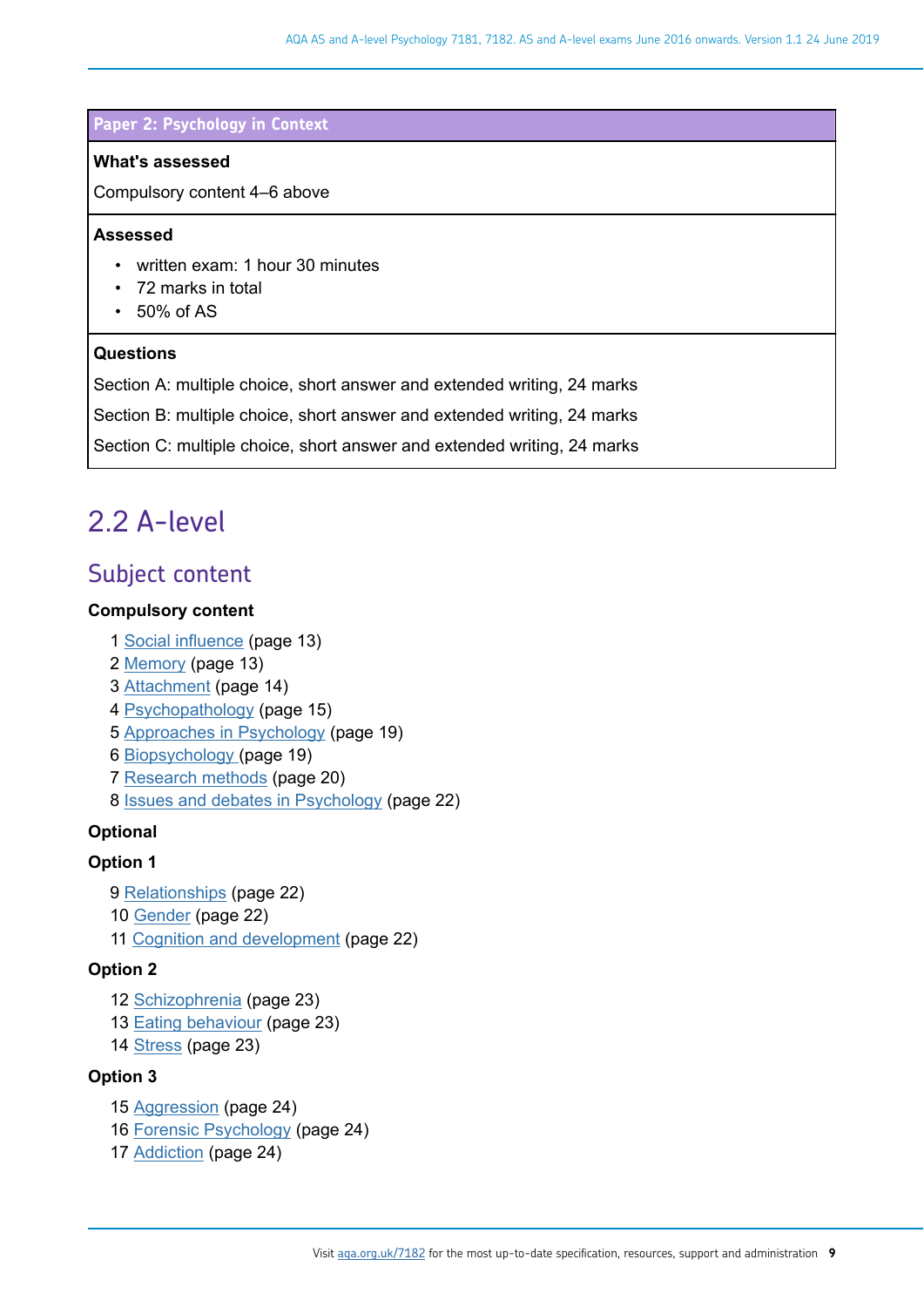| Paper 2: Psychology in Context |
| --- |
| **What's assessed**<br>Compulsory content 4–6 above |
| **Assessed**<br>• written exam: 1 hour 30 minutes<br>• 72 marks in total<br>• 50% of AS |
| **Questions**<br>Section A: multiple choice, short answer and extended writing, 24 marks<br>Section B: multiple choice, short answer and extended writing, 24 marks<br>Section C: multiple choice, short answer and extended writing, 24 marks |

## 2.2 A-level

### Subject content

**Compulsory content**

1 Social influence (page 13)
2 Memory (page 13)
3 Attachment (page 14)
4 Psychopathology (page 15)
5 Approaches in Psychology (page 19)
6 Biopsychology (page 19)
7 Research methods (page 20)
8 Issues and debates in Psychology (page 22)

**Optional**

**Option 1**

9 Relationships (page 22)
10 Gender (page 22)
11 Cognition and development (page 22)

**Option 2**

12 Schizophrenia (page 23)
13 Eating behaviour (page 23)
14 Stress (page 23)

**Option 3**

15 Aggression (page 24)
16 Forensic Psychology (page 24)
17 Addiction (page 24)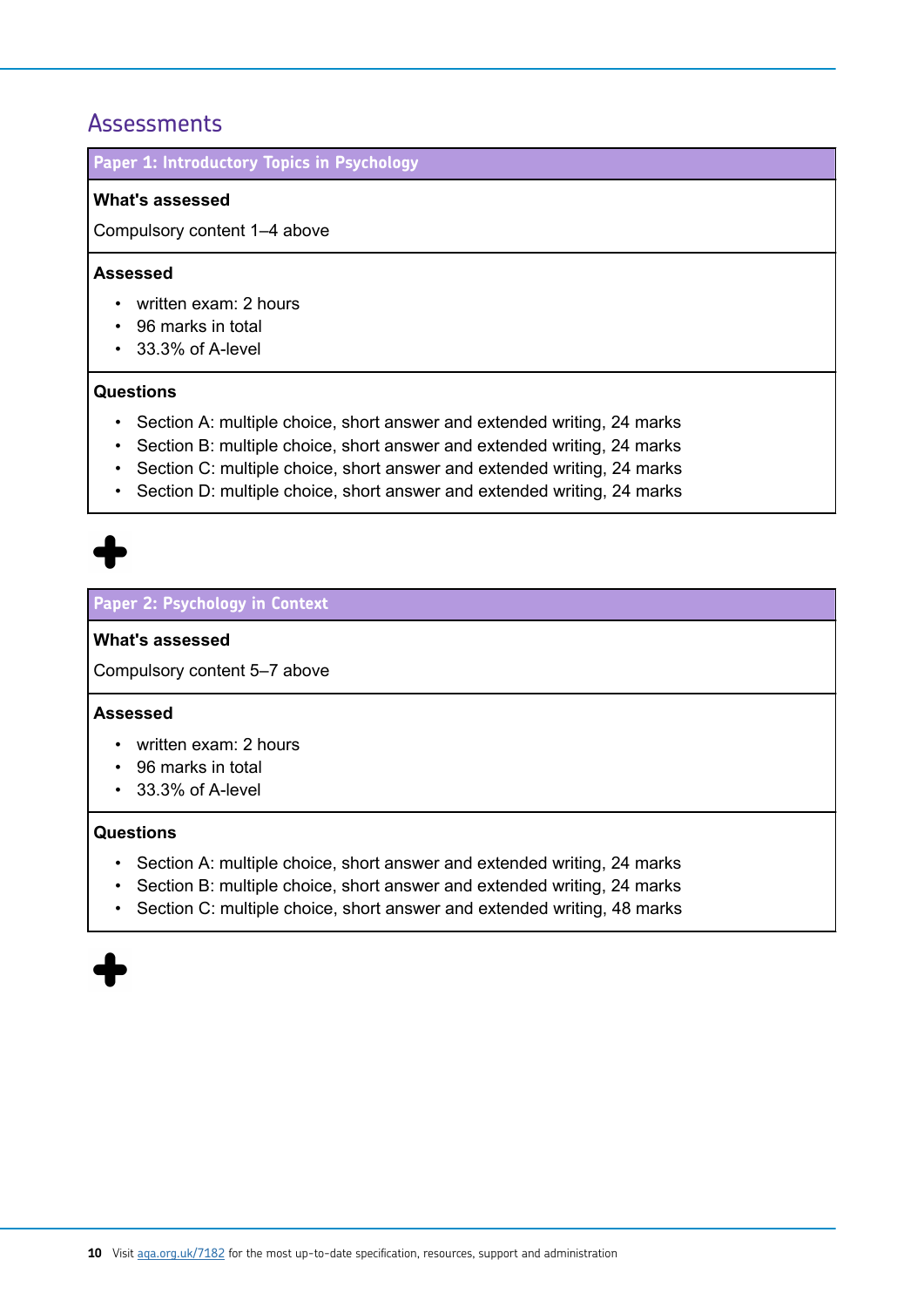## Assessments

### Paper 1: Introductory Topics in Psychology

**What's assessed**

Compulsory content 1–4 above

**Assessed**

- written exam: 2 hours
- 96 marks in total
- 33.3% of A-level

**Questions**

- Section A: multiple choice, short answer and extended writing, 24 marks
- Section B: multiple choice, short answer and extended writing, 24 marks
- Section C: multiple choice, short answer and extended writing, 24 marks
- Section D: multiple choice, short answer and extended writing, 24 marks

+

### Paper 2: Psychology in Context

**What's assessed**

Compulsory content 5–7 above

**Assessed**

- written exam: 2 hours
- 96 marks in total
- 33.3% of A-level

**Questions**

- Section A: multiple choice, short answer and extended writing, 24 marks
- Section B: multiple choice, short answer and extended writing, 24 marks
- Section C: multiple choice, short answer and extended writing, 48 marks

+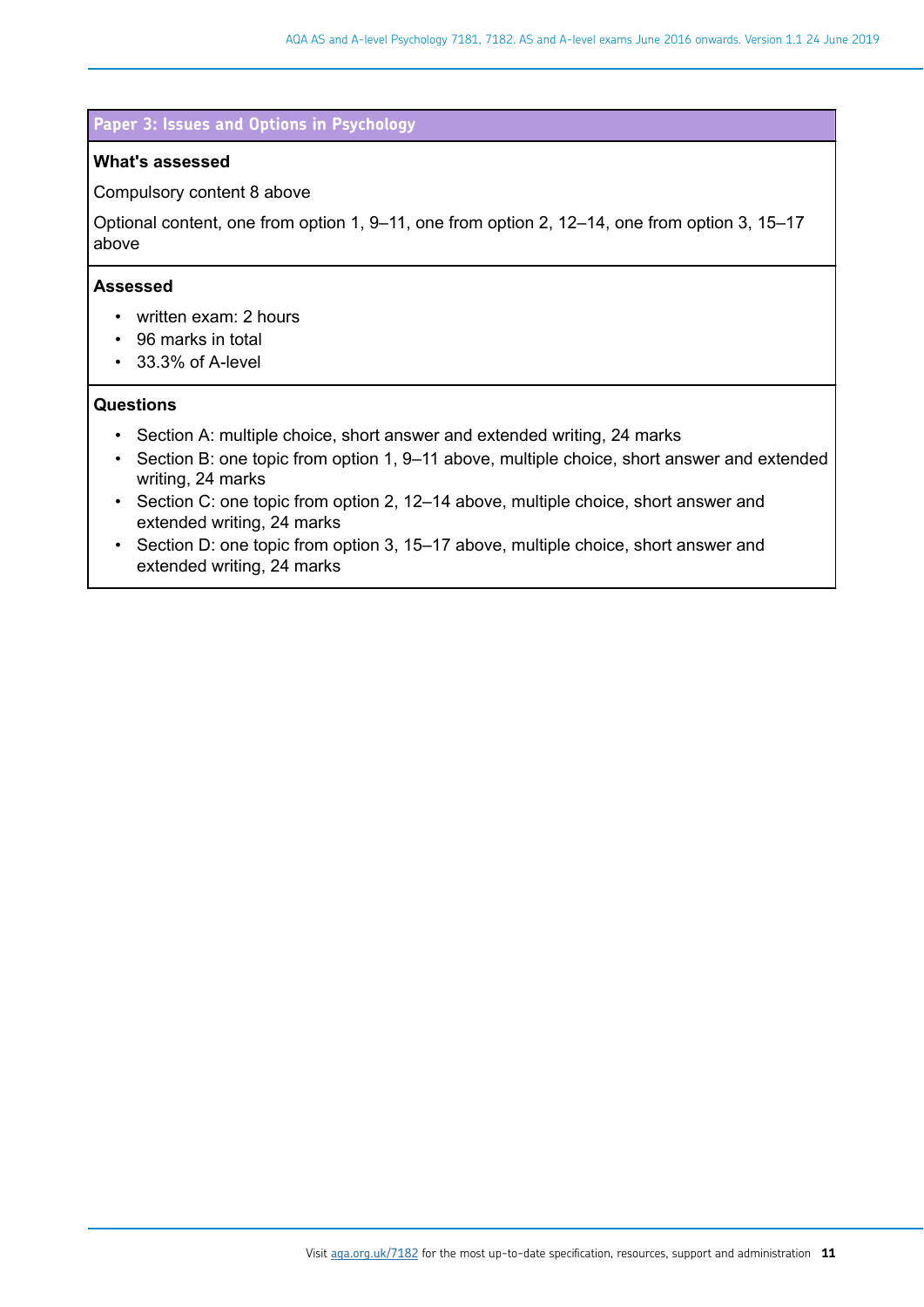## Paper 3: Issues and Options in Psychology

**What's assessed**

Compulsory content 8 above

Optional content, one from option 1, 9–11, one from option 2, 12–14, one from option 3, 15–17 above

**Assessed**

- written exam: 2 hours
- 96 marks in total
- 33.3% of A-level

**Questions**

- Section A: multiple choice, short answer and extended writing, 24 marks
- Section B: one topic from option 1, 9–11 above, multiple choice, short answer and extended writing, 24 marks
- Section C: one topic from option 2, 12–14 above, multiple choice, short answer and extended writing, 24 marks
- Section D: one topic from option 3, 15–17 above, multiple choice, short answer and extended writing, 24 marks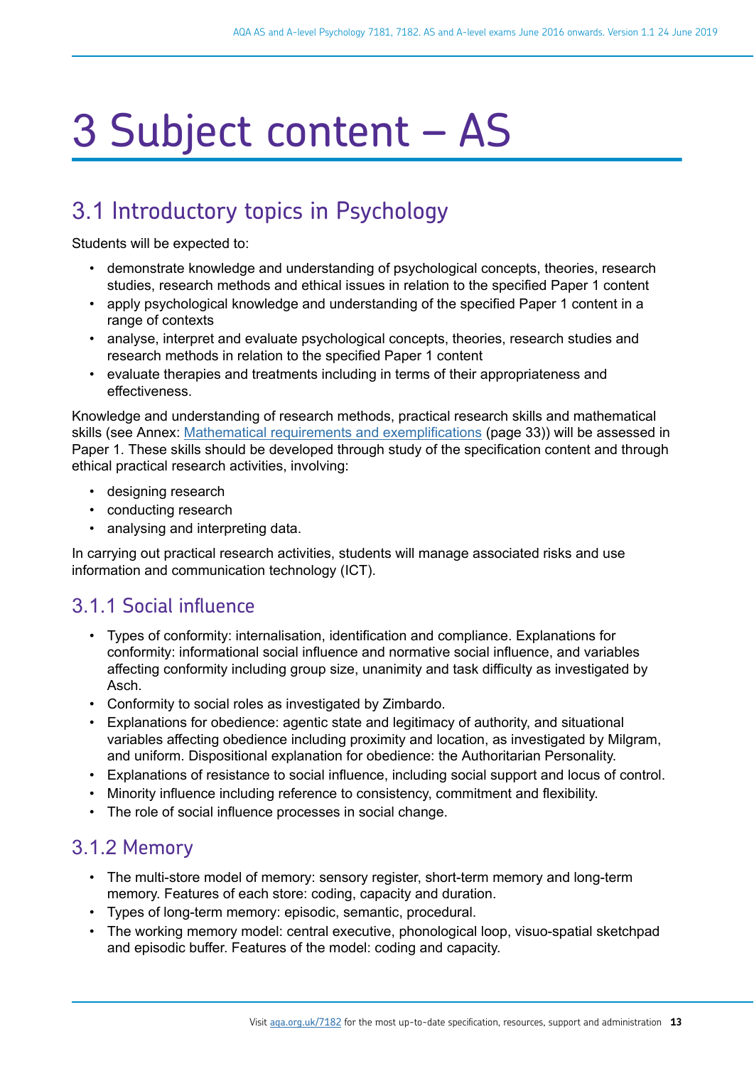# 3 Subject content – AS

## 3.1 Introductory topics in Psychology

Students will be expected to:

- demonstrate knowledge and understanding of psychological concepts, theories, research studies, research methods and ethical issues in relation to the specified Paper 1 content
- apply psychological knowledge and understanding of the specified Paper 1 content in a range of contexts
- analyse, interpret and evaluate psychological concepts, theories, research studies and research methods in relation to the specified Paper 1 content
- evaluate therapies and treatments including in terms of their appropriateness and effectiveness.

Knowledge and understanding of research methods, practical research skills and mathematical skills (see Annex: Mathematical requirements and exemplifications (page 33)) will be assessed in Paper 1. These skills should be developed through study of the specification content and through ethical practical research activities, involving:

- designing research
- conducting research
- analysing and interpreting data.

In carrying out practical research activities, students will manage associated risks and use information and communication technology (ICT).

### 3.1.1 Social influence

- Types of conformity: internalisation, identification and compliance. Explanations for conformity: informational social influence and normative social influence, and variables affecting conformity including group size, unanimity and task difficulty as investigated by Asch.
- Conformity to social roles as investigated by Zimbardo.
- Explanations for obedience: agentic state and legitimacy of authority, and situational variables affecting obedience including proximity and location, as investigated by Milgram, and uniform. Dispositional explanation for obedience: the Authoritarian Personality.
- Explanations of resistance to social influence, including social support and locus of control.
- Minority influence including reference to consistency, commitment and flexibility.
- The role of social influence processes in social change.

### 3.1.2 Memory

- The multi-store model of memory: sensory register, short-term memory and long-term memory. Features of each store: coding, capacity and duration.
- Types of long-term memory: episodic, semantic, procedural.
- The working memory model: central executive, phonological loop, visuo-spatial sketchpad and episodic buffer. Features of the model: coding and capacity.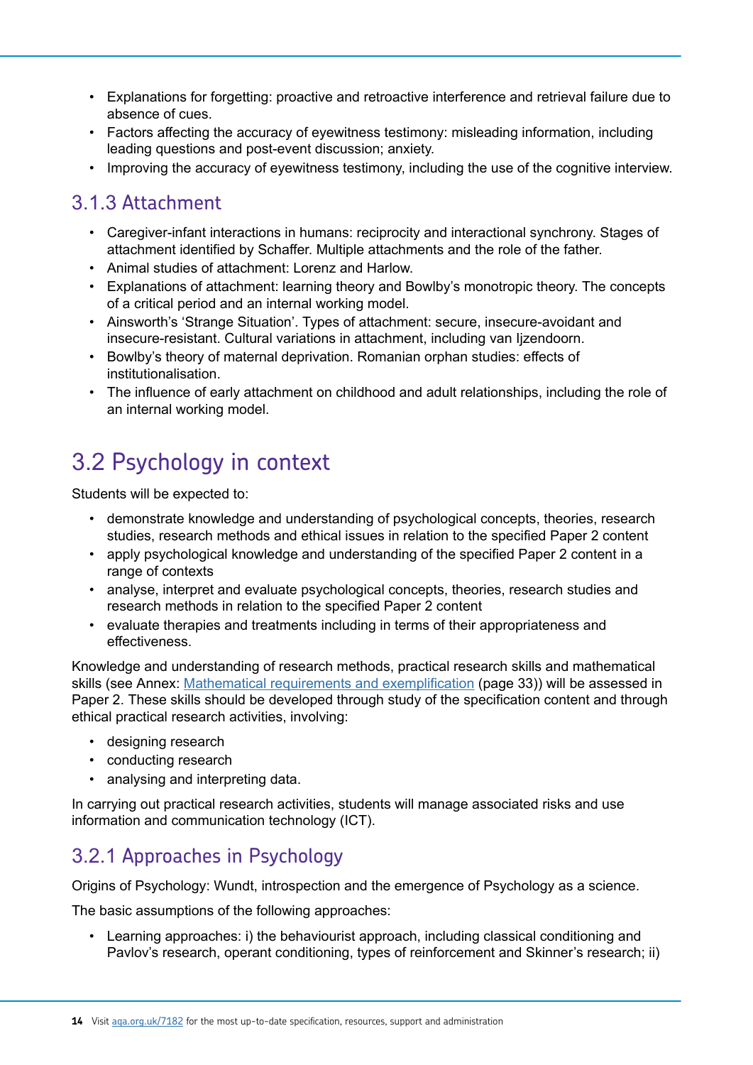- Explanations for forgetting: proactive and retroactive interference and retrieval failure due to absence of cues.
- Factors affecting the accuracy of eyewitness testimony: misleading information, including leading questions and post-event discussion; anxiety.
- Improving the accuracy of eyewitness testimony, including the use of the cognitive interview.

### 3.1.3 Attachment

- Caregiver-infant interactions in humans: reciprocity and interactional synchrony. Stages of attachment identified by Schaffer. Multiple attachments and the role of the father.
- Animal studies of attachment: Lorenz and Harlow.
- Explanations of attachment: learning theory and Bowlby's monotropic theory. The concepts of a critical period and an internal working model.
- Ainsworth's 'Strange Situation'. Types of attachment: secure, insecure-avoidant and insecure-resistant. Cultural variations in attachment, including van Ijzendoorn.
- Bowlby's theory of maternal deprivation. Romanian orphan studies: effects of institutionalisation.
- The influence of early attachment on childhood and adult relationships, including the role of an internal working model.

## 3.2 Psychology in context

Students will be expected to:

- demonstrate knowledge and understanding of psychological concepts, theories, research studies, research methods and ethical issues in relation to the specified Paper 2 content
- apply psychological knowledge and understanding of the specified Paper 2 content in a range of contexts
- analyse, interpret and evaluate psychological concepts, theories, research studies and research methods in relation to the specified Paper 2 content
- evaluate therapies and treatments including in terms of their appropriateness and effectiveness.

Knowledge and understanding of research methods, practical research skills and mathematical skills (see Annex: Mathematical requirements and exemplification (page 33)) will be assessed in Paper 2. These skills should be developed through study of the specification content and through ethical practical research activities, involving:

- designing research
- conducting research
- analysing and interpreting data.

In carrying out practical research activities, students will manage associated risks and use information and communication technology (ICT).

### 3.2.1 Approaches in Psychology

Origins of Psychology: Wundt, introspection and the emergence of Psychology as a science.

The basic assumptions of the following approaches:

- Learning approaches: i) the behaviourist approach, including classical conditioning and Pavlov's research, operant conditioning, types of reinforcement and Skinner's research; ii)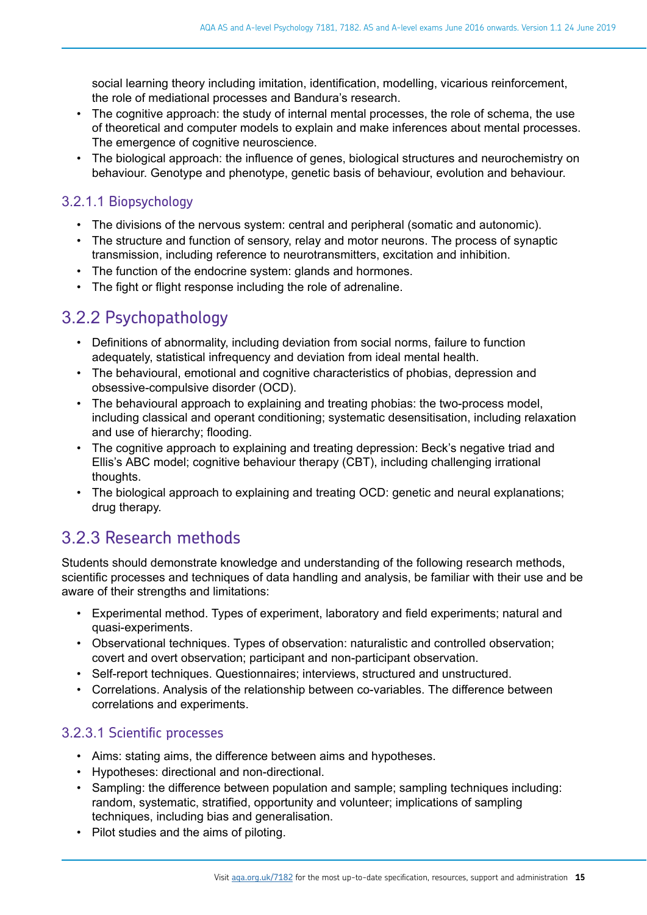social learning theory including imitation, identification, modelling, vicarious reinforcement, the role of mediational processes and Bandura's research.

- The cognitive approach: the study of internal mental processes, the role of schema, the use of theoretical and computer models to explain and make inferences about mental processes. The emergence of cognitive neuroscience.
- The biological approach: the influence of genes, biological structures and neurochemistry on behaviour. Genotype and phenotype, genetic basis of behaviour, evolution and behaviour.

### 3.2.1.1 Biopsychology

- The divisions of the nervous system: central and peripheral (somatic and autonomic).
- The structure and function of sensory, relay and motor neurons. The process of synaptic transmission, including reference to neurotransmitters, excitation and inhibition.
- The function of the endocrine system: glands and hormones.
- The fight or flight response including the role of adrenaline.

## 3.2.2 Psychopathology

- Definitions of abnormality, including deviation from social norms, failure to function adequately, statistical infrequency and deviation from ideal mental health.
- The behavioural, emotional and cognitive characteristics of phobias, depression and obsessive-compulsive disorder (OCD).
- The behavioural approach to explaining and treating phobias: the two-process model, including classical and operant conditioning; systematic desensitisation, including relaxation and use of hierarchy; flooding.
- The cognitive approach to explaining and treating depression: Beck's negative triad and Ellis's ABC model; cognitive behaviour therapy (CBT), including challenging irrational thoughts.
- The biological approach to explaining and treating OCD: genetic and neural explanations; drug therapy.

## 3.2.3 Research methods

Students should demonstrate knowledge and understanding of the following research methods, scientific processes and techniques of data handling and analysis, be familiar with their use and be aware of their strengths and limitations:

- Experimental method. Types of experiment, laboratory and field experiments; natural and quasi-experiments.
- Observational techniques. Types of observation: naturalistic and controlled observation; covert and overt observation; participant and non-participant observation.
- Self-report techniques. Questionnaires; interviews, structured and unstructured.
- Correlations. Analysis of the relationship between co-variables. The difference between correlations and experiments.

### 3.2.3.1 Scientific processes

- Aims: stating aims, the difference between aims and hypotheses.
- Hypotheses: directional and non-directional.
- Sampling: the difference between population and sample; sampling techniques including: random, systematic, stratified, opportunity and volunteer; implications of sampling techniques, including bias and generalisation.
- Pilot studies and the aims of piloting.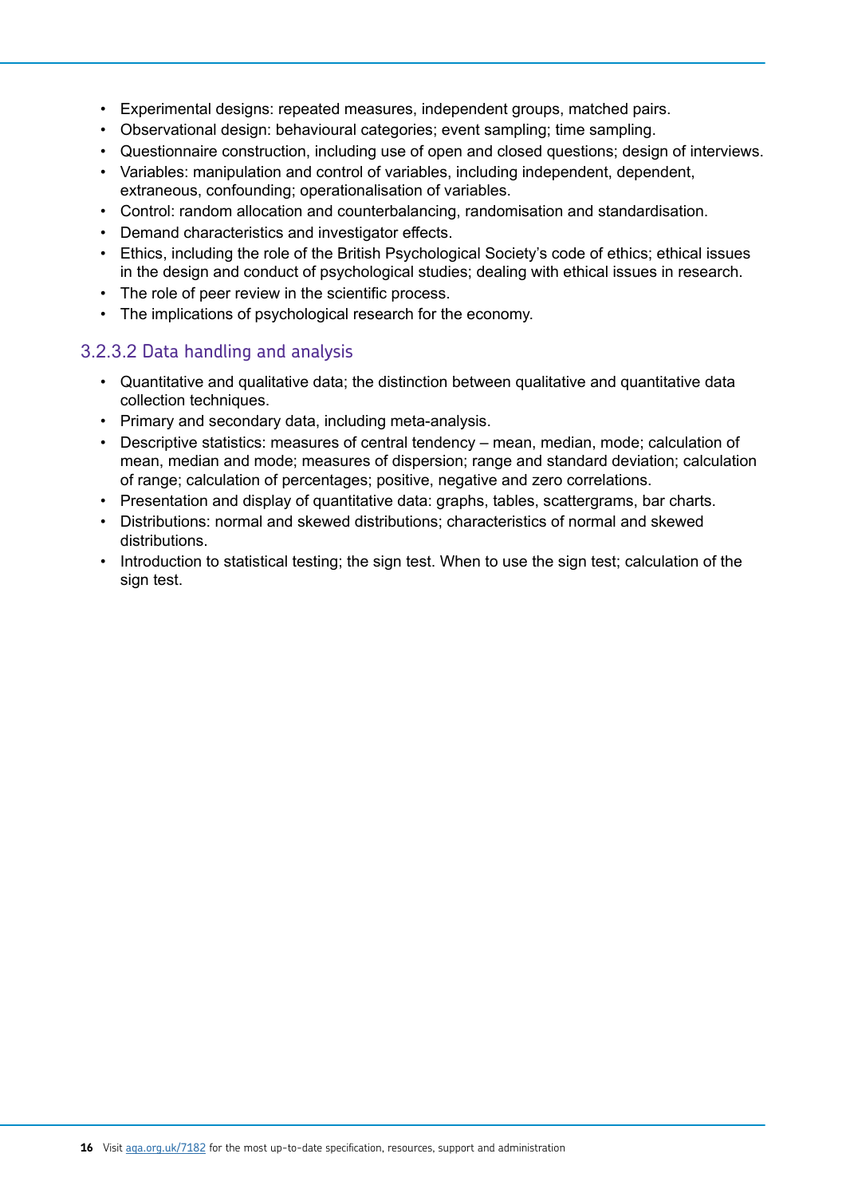- Experimental designs: repeated measures, independent groups, matched pairs.
- Observational design: behavioural categories; event sampling; time sampling.
- Questionnaire construction, including use of open and closed questions; design of interviews.
- Variables: manipulation and control of variables, including independent, dependent, extraneous, confounding; operationalisation of variables.
- Control: random allocation and counterbalancing, randomisation and standardisation.
- Demand characteristics and investigator effects.
- Ethics, including the role of the British Psychological Society's code of ethics; ethical issues in the design and conduct of psychological studies; dealing with ethical issues in research.
- The role of peer review in the scientific process.
- The implications of psychological research for the economy.

### 3.2.3.2 Data handling and analysis

- Quantitative and qualitative data; the distinction between qualitative and quantitative data collection techniques.
- Primary and secondary data, including meta-analysis.
- Descriptive statistics: measures of central tendency – mean, median, mode; calculation of mean, median and mode; measures of dispersion; range and standard deviation; calculation of range; calculation of percentages; positive, negative and zero correlations.
- Presentation and display of quantitative data: graphs, tables, scattergrams, bar charts.
- Distributions: normal and skewed distributions; characteristics of normal and skewed distributions.
- Introduction to statistical testing; the sign test. When to use the sign test; calculation of the sign test.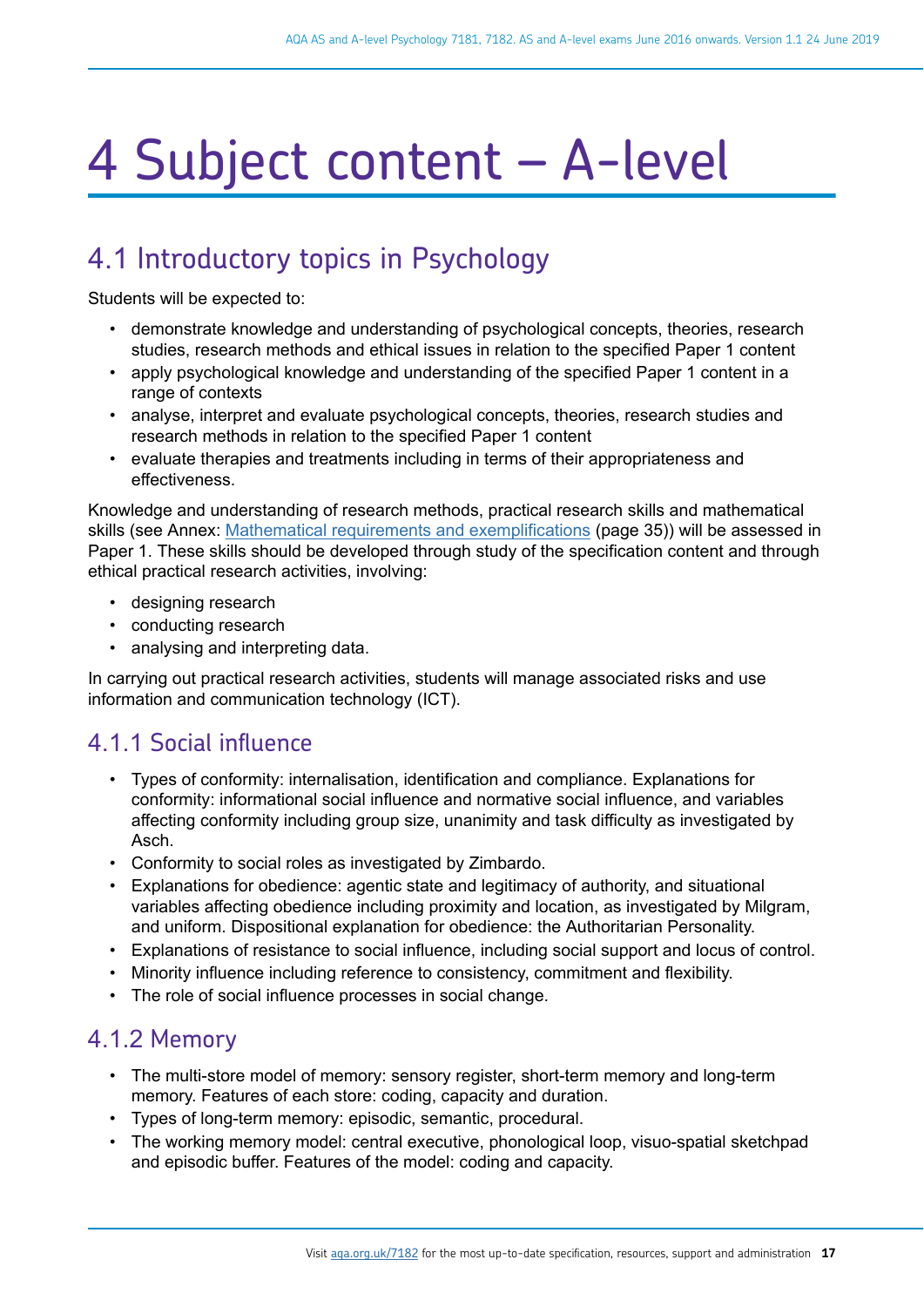# 4 Subject content – A-level

## 4.1 Introductory topics in Psychology

Students will be expected to:

- demonstrate knowledge and understanding of psychological concepts, theories, research studies, research methods and ethical issues in relation to the specified Paper 1 content
- apply psychological knowledge and understanding of the specified Paper 1 content in a range of contexts
- analyse, interpret and evaluate psychological concepts, theories, research studies and research methods in relation to the specified Paper 1 content
- evaluate therapies and treatments including in terms of their appropriateness and effectiveness.

Knowledge and understanding of research methods, practical research skills and mathematical skills (see Annex: Mathematical requirements and exemplifications (page 35)) will be assessed in Paper 1. These skills should be developed through study of the specification content and through ethical practical research activities, involving:

- designing research
- conducting research
- analysing and interpreting data.

In carrying out practical research activities, students will manage associated risks and use information and communication technology (ICT).

### 4.1.1 Social influence

- Types of conformity: internalisation, identification and compliance. Explanations for conformity: informational social influence and normative social influence, and variables affecting conformity including group size, unanimity and task difficulty as investigated by Asch.
- Conformity to social roles as investigated by Zimbardo.
- Explanations for obedience: agentic state and legitimacy of authority, and situational variables affecting obedience including proximity and location, as investigated by Milgram, and uniform. Dispositional explanation for obedience: the Authoritarian Personality.
- Explanations of resistance to social influence, including social support and locus of control.
- Minority influence including reference to consistency, commitment and flexibility.
- The role of social influence processes in social change.

### 4.1.2 Memory

- The multi-store model of memory: sensory register, short-term memory and long-term memory. Features of each store: coding, capacity and duration.
- Types of long-term memory: episodic, semantic, procedural.
- The working memory model: central executive, phonological loop, visuo-spatial sketchpad and episodic buffer. Features of the model: coding and capacity.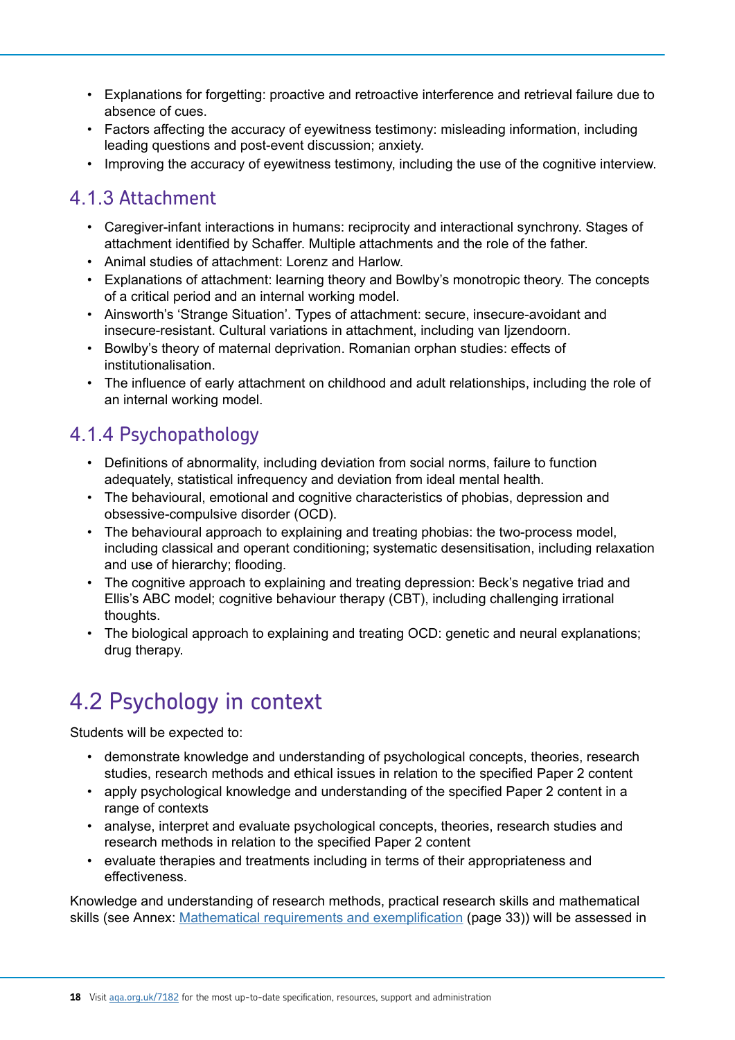- Explanations for forgetting: proactive and retroactive interference and retrieval failure due to absence of cues.
- Factors affecting the accuracy of eyewitness testimony: misleading information, including leading questions and post-event discussion; anxiety.
- Improving the accuracy of eyewitness testimony, including the use of the cognitive interview.

### 4.1.3 Attachment

- Caregiver-infant interactions in humans: reciprocity and interactional synchrony. Stages of attachment identified by Schaffer. Multiple attachments and the role of the father.
- Animal studies of attachment: Lorenz and Harlow.
- Explanations of attachment: learning theory and Bowlby's monotropic theory. The concepts of a critical period and an internal working model.
- Ainsworth's 'Strange Situation'. Types of attachment: secure, insecure-avoidant and insecure-resistant. Cultural variations in attachment, including van Ijzendoorn.
- Bowlby's theory of maternal deprivation. Romanian orphan studies: effects of institutionalisation.
- The influence of early attachment on childhood and adult relationships, including the role of an internal working model.

### 4.1.4 Psychopathology

- Definitions of abnormality, including deviation from social norms, failure to function adequately, statistical infrequency and deviation from ideal mental health.
- The behavioural, emotional and cognitive characteristics of phobias, depression and obsessive-compulsive disorder (OCD).
- The behavioural approach to explaining and treating phobias: the two-process model, including classical and operant conditioning; systematic desensitisation, including relaxation and use of hierarchy; flooding.
- The cognitive approach to explaining and treating depression: Beck's negative triad and Ellis's ABC model; cognitive behaviour therapy (CBT), including challenging irrational thoughts.
- The biological approach to explaining and treating OCD: genetic and neural explanations; drug therapy.

## 4.2 Psychology in context

Students will be expected to:

- demonstrate knowledge and understanding of psychological concepts, theories, research studies, research methods and ethical issues in relation to the specified Paper 2 content
- apply psychological knowledge and understanding of the specified Paper 2 content in a range of contexts
- analyse, interpret and evaluate psychological concepts, theories, research studies and research methods in relation to the specified Paper 2 content
- evaluate therapies and treatments including in terms of their appropriateness and effectiveness.

Knowledge and understanding of research methods, practical research skills and mathematical skills (see Annex: Mathematical requirements and exemplification (page 33)) will be assessed in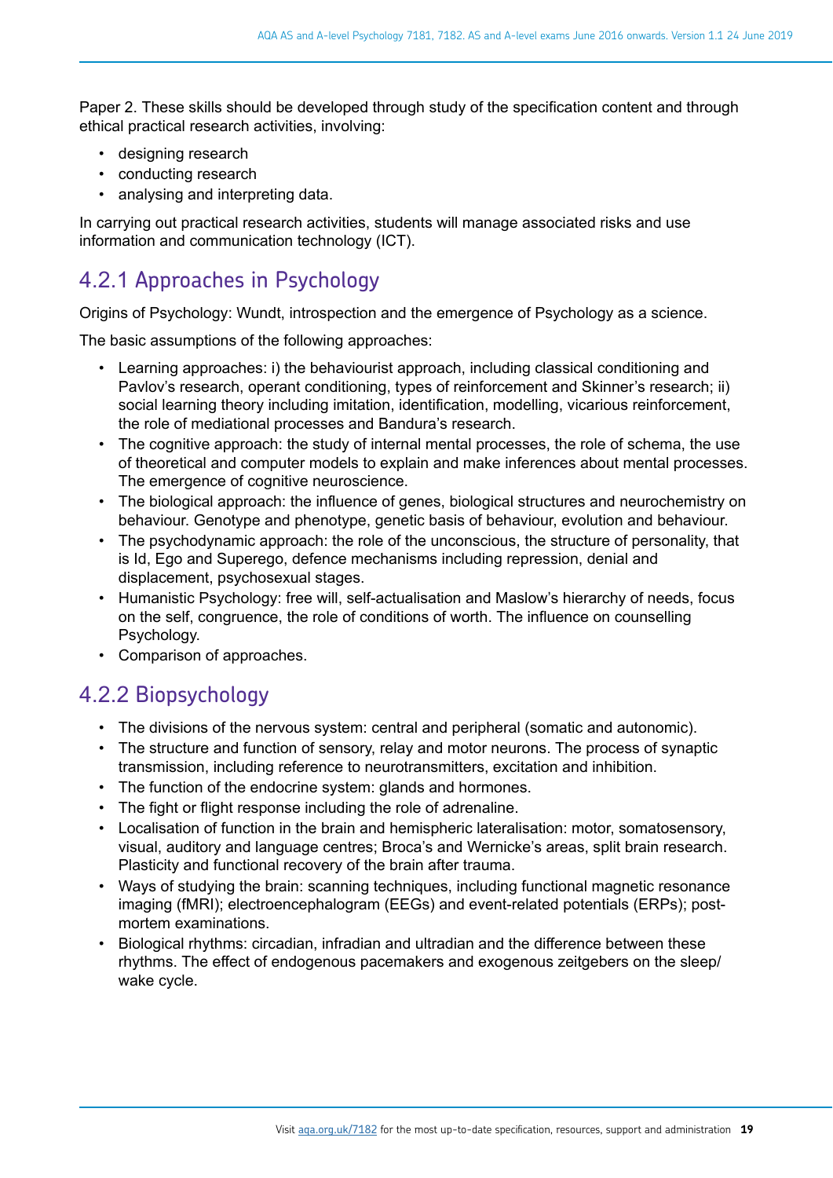Paper 2. These skills should be developed through study of the specification content and through ethical practical research activities, involving:

- designing research
- conducting research
- analysing and interpreting data.

In carrying out practical research activities, students will manage associated risks and use information and communication technology (ICT).

## 4.2.1 Approaches in Psychology

Origins of Psychology: Wundt, introspection and the emergence of Psychology as a science.

The basic assumptions of the following approaches:

- Learning approaches: i) the behaviourist approach, including classical conditioning and Pavlov's research, operant conditioning, types of reinforcement and Skinner's research; ii) social learning theory including imitation, identification, modelling, vicarious reinforcement, the role of mediational processes and Bandura's research.
- The cognitive approach: the study of internal mental processes, the role of schema, the use of theoretical and computer models to explain and make inferences about mental processes. The emergence of cognitive neuroscience.
- The biological approach: the influence of genes, biological structures and neurochemistry on behaviour. Genotype and phenotype, genetic basis of behaviour, evolution and behaviour.
- The psychodynamic approach: the role of the unconscious, the structure of personality, that is Id, Ego and Superego, defence mechanisms including repression, denial and displacement, psychosexual stages.
- Humanistic Psychology: free will, self-actualisation and Maslow's hierarchy of needs, focus on the self, congruence, the role of conditions of worth. The influence on counselling Psychology.
- Comparison of approaches.

## 4.2.2 Biopsychology

- The divisions of the nervous system: central and peripheral (somatic and autonomic).
- The structure and function of sensory, relay and motor neurons. The process of synaptic transmission, including reference to neurotransmitters, excitation and inhibition.
- The function of the endocrine system: glands and hormones.
- The fight or flight response including the role of adrenaline.
- Localisation of function in the brain and hemispheric lateralisation: motor, somatosensory, visual, auditory and language centres; Broca's and Wernicke's areas, split brain research. Plasticity and functional recovery of the brain after trauma.
- Ways of studying the brain: scanning techniques, including functional magnetic resonance imaging (fMRI); electroencephalogram (EEGs) and event-related potentials (ERPs); post-mortem examinations.
- Biological rhythms: circadian, infradian and ultradian and the difference between these rhythms. The effect of endogenous pacemakers and exogenous zeitgebers on the sleep/wake cycle.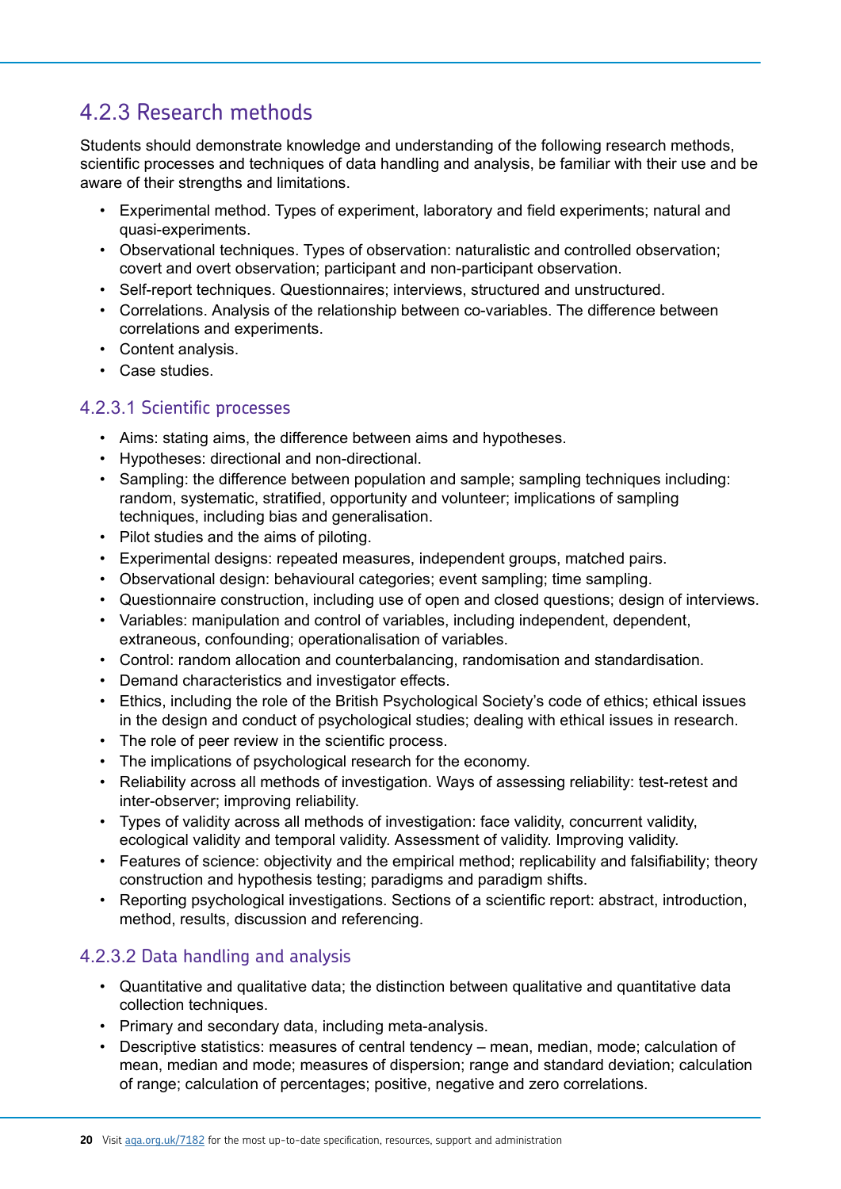## 4.2.3 Research methods

Students should demonstrate knowledge and understanding of the following research methods, scientific processes and techniques of data handling and analysis, be familiar with their use and be aware of their strengths and limitations.

- Experimental method. Types of experiment, laboratory and field experiments; natural and quasi-experiments.
- Observational techniques. Types of observation: naturalistic and controlled observation; covert and overt observation; participant and non-participant observation.
- Self-report techniques. Questionnaires; interviews, structured and unstructured.
- Correlations. Analysis of the relationship between co-variables. The difference between correlations and experiments.
- Content analysis.
- Case studies.

### 4.2.3.1 Scientific processes

- Aims: stating aims, the difference between aims and hypotheses.
- Hypotheses: directional and non-directional.
- Sampling: the difference between population and sample; sampling techniques including: random, systematic, stratified, opportunity and volunteer; implications of sampling techniques, including bias and generalisation.
- Pilot studies and the aims of piloting.
- Experimental designs: repeated measures, independent groups, matched pairs.
- Observational design: behavioural categories; event sampling; time sampling.
- Questionnaire construction, including use of open and closed questions; design of interviews.
- Variables: manipulation and control of variables, including independent, dependent, extraneous, confounding; operationalisation of variables.
- Control: random allocation and counterbalancing, randomisation and standardisation.
- Demand characteristics and investigator effects.
- Ethics, including the role of the British Psychological Society's code of ethics; ethical issues in the design and conduct of psychological studies; dealing with ethical issues in research.
- The role of peer review in the scientific process.
- The implications of psychological research for the economy.
- Reliability across all methods of investigation. Ways of assessing reliability: test-retest and inter-observer; improving reliability.
- Types of validity across all methods of investigation: face validity, concurrent validity, ecological validity and temporal validity. Assessment of validity. Improving validity.
- Features of science: objectivity and the empirical method; replicability and falsifiability; theory construction and hypothesis testing; paradigms and paradigm shifts.
- Reporting psychological investigations. Sections of a scientific report: abstract, introduction, method, results, discussion and referencing.

### 4.2.3.2 Data handling and analysis

- Quantitative and qualitative data; the distinction between qualitative and quantitative data collection techniques.
- Primary and secondary data, including meta-analysis.
- Descriptive statistics: measures of central tendency – mean, median, mode; calculation of mean, median and mode; measures of dispersion; range and standard deviation; calculation of range; calculation of percentages; positive, negative and zero correlations.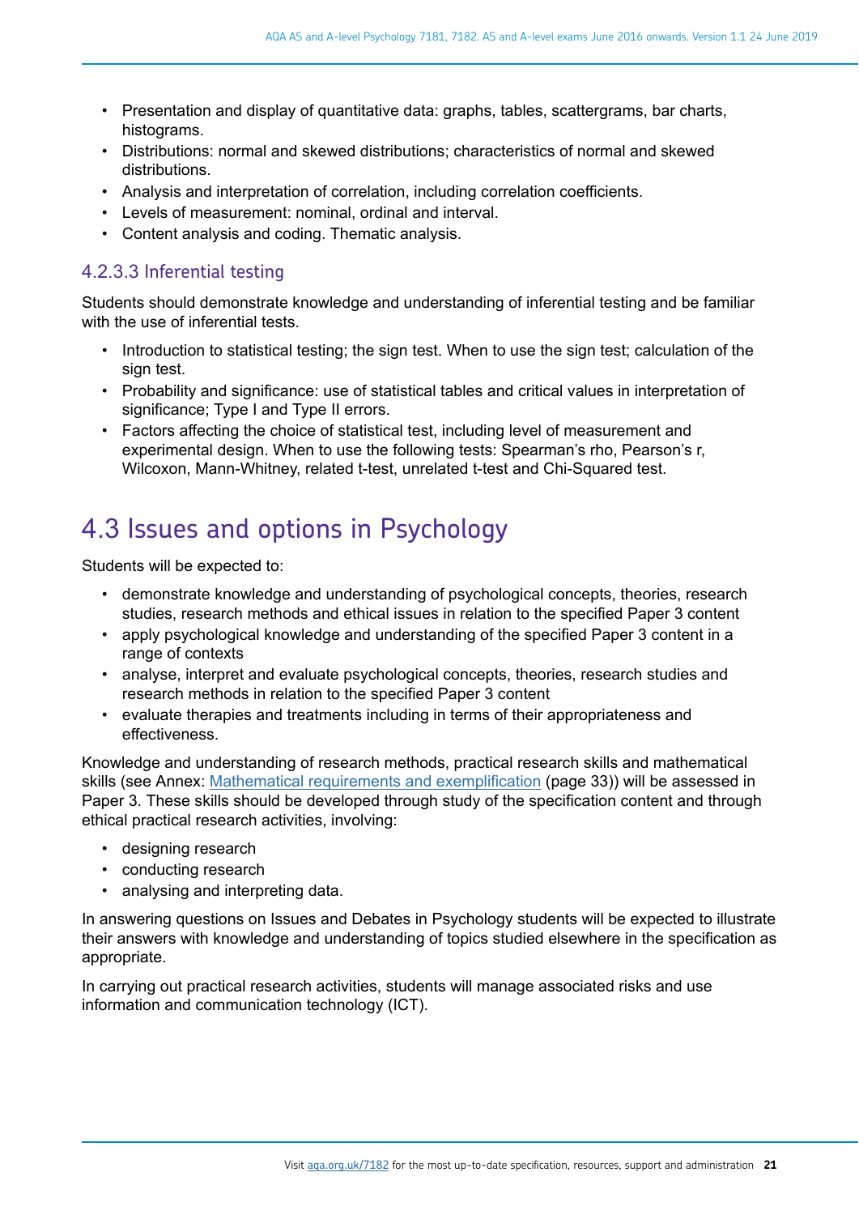- Presentation and display of quantitative data: graphs, tables, scattergrams, bar charts, histograms.
- Distributions: normal and skewed distributions; characteristics of normal and skewed distributions.
- Analysis and interpretation of correlation, including correlation coefficients.
- Levels of measurement: nominal, ordinal and interval.
- Content analysis and coding. Thematic analysis.

### 4.2.3.3 Inferential testing

Students should demonstrate knowledge and understanding of inferential testing and be familiar with the use of inferential tests.

- Introduction to statistical testing; the sign test. When to use the sign test; calculation of the sign test.
- Probability and significance: use of statistical tables and critical values in interpretation of significance; Type I and Type II errors.
- Factors affecting the choice of statistical test, including level of measurement and experimental design. When to use the following tests: Spearman's rho, Pearson's r, Wilcoxon, Mann-Whitney, related t-test, unrelated t-test and Chi-Squared test.

## 4.3 Issues and options in Psychology

Students will be expected to:

- demonstrate knowledge and understanding of psychological concepts, theories, research studies, research methods and ethical issues in relation to the specified Paper 3 content
- apply psychological knowledge and understanding of the specified Paper 3 content in a range of contexts
- analyse, interpret and evaluate psychological concepts, theories, research studies and research methods in relation to the specified Paper 3 content
- evaluate therapies and treatments including in terms of their appropriateness and effectiveness.

Knowledge and understanding of research methods, practical research skills and mathematical skills (see Annex: Mathematical requirements and exemplification (page 33)) will be assessed in Paper 3. These skills should be developed through study of the specification content and through ethical practical research activities, involving:

- designing research
- conducting research
- analysing and interpreting data.

In answering questions on Issues and Debates in Psychology students will be expected to illustrate their answers with knowledge and understanding of topics studied elsewhere in the specification as appropriate.

In carrying out practical research activities, students will manage associated risks and use information and communication technology (ICT).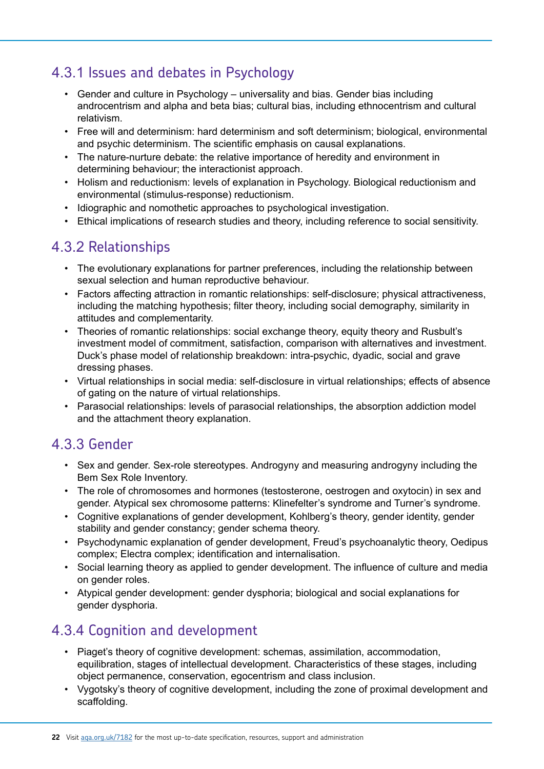## 4.3.1 Issues and debates in Psychology

- Gender and culture in Psychology – universality and bias. Gender bias including androcentrism and alpha and beta bias; cultural bias, including ethnocentrism and cultural relativism.
- Free will and determinism: hard determinism and soft determinism; biological, environmental and psychic determinism. The scientific emphasis on causal explanations.
- The nature-nurture debate: the relative importance of heredity and environment in determining behaviour; the interactionist approach.
- Holism and reductionism: levels of explanation in Psychology. Biological reductionism and environmental (stimulus-response) reductionism.
- Idiographic and nomothetic approaches to psychological investigation.
- Ethical implications of research studies and theory, including reference to social sensitivity.

## 4.3.2 Relationships

- The evolutionary explanations for partner preferences, including the relationship between sexual selection and human reproductive behaviour.
- Factors affecting attraction in romantic relationships: self-disclosure; physical attractiveness, including the matching hypothesis; filter theory, including social demography, similarity in attitudes and complementarity.
- Theories of romantic relationships: social exchange theory, equity theory and Rusbult's investment model of commitment, satisfaction, comparison with alternatives and investment. Duck's phase model of relationship breakdown: intra-psychic, dyadic, social and grave dressing phases.
- Virtual relationships in social media: self-disclosure in virtual relationships; effects of absence of gating on the nature of virtual relationships.
- Parasocial relationships: levels of parasocial relationships, the absorption addiction model and the attachment theory explanation.

## 4.3.3 Gender

- Sex and gender. Sex-role stereotypes. Androgyny and measuring androgyny including the Bem Sex Role Inventory.
- The role of chromosomes and hormones (testosterone, oestrogen and oxytocin) in sex and gender. Atypical sex chromosome patterns: Klinefelter's syndrome and Turner's syndrome.
- Cognitive explanations of gender development, Kohlberg's theory, gender identity, gender stability and gender constancy; gender schema theory.
- Psychodynamic explanation of gender development, Freud's psychoanalytic theory, Oedipus complex; Electra complex; identification and internalisation.
- Social learning theory as applied to gender development. The influence of culture and media on gender roles.
- Atypical gender development: gender dysphoria; biological and social explanations for gender dysphoria.

## 4.3.4 Cognition and development

- Piaget's theory of cognitive development: schemas, assimilation, accommodation, equilibration, stages of intellectual development. Characteristics of these stages, including object permanence, conservation, egocentrism and class inclusion.
- Vygotsky's theory of cognitive development, including the zone of proximal development and scaffolding.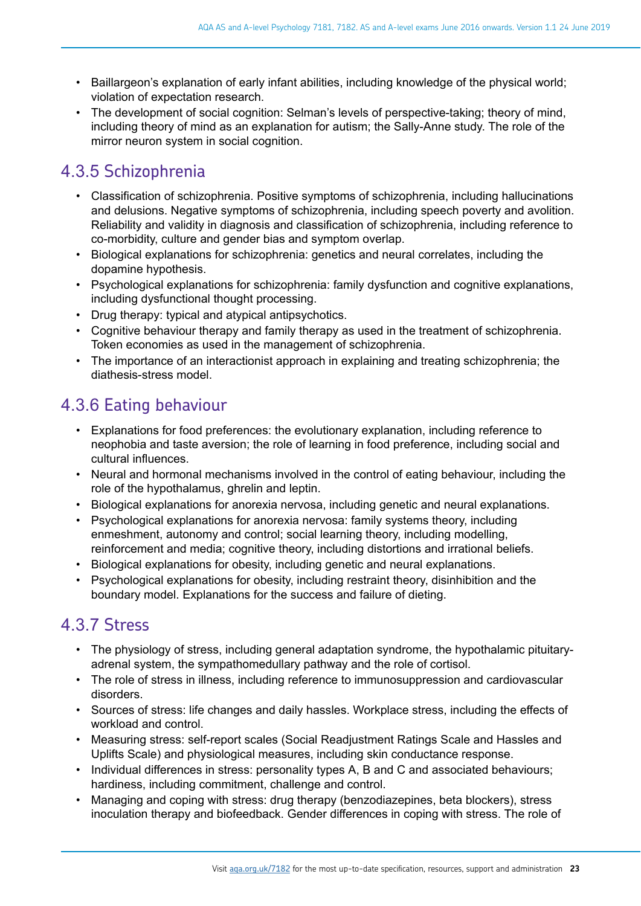- Baillargeon's explanation of early infant abilities, including knowledge of the physical world; violation of expectation research.
- The development of social cognition: Selman's levels of perspective-taking; theory of mind, including theory of mind as an explanation for autism; the Sally-Anne study. The role of the mirror neuron system in social cognition.

## 4.3.5 Schizophrenia

- Classification of schizophrenia. Positive symptoms of schizophrenia, including hallucinations and delusions. Negative symptoms of schizophrenia, including speech poverty and avolition. Reliability and validity in diagnosis and classification of schizophrenia, including reference to co-morbidity, culture and gender bias and symptom overlap.
- Biological explanations for schizophrenia: genetics and neural correlates, including the dopamine hypothesis.
- Psychological explanations for schizophrenia: family dysfunction and cognitive explanations, including dysfunctional thought processing.
- Drug therapy: typical and atypical antipsychotics.
- Cognitive behaviour therapy and family therapy as used in the treatment of schizophrenia. Token economies as used in the management of schizophrenia.
- The importance of an interactionist approach in explaining and treating schizophrenia; the diathesis-stress model.

## 4.3.6 Eating behaviour

- Explanations for food preferences: the evolutionary explanation, including reference to neophobia and taste aversion; the role of learning in food preference, including social and cultural influences.
- Neural and hormonal mechanisms involved in the control of eating behaviour, including the role of the hypothalamus, ghrelin and leptin.
- Biological explanations for anorexia nervosa, including genetic and neural explanations.
- Psychological explanations for anorexia nervosa: family systems theory, including enmeshment, autonomy and control; social learning theory, including modelling, reinforcement and media; cognitive theory, including distortions and irrational beliefs.
- Biological explanations for obesity, including genetic and neural explanations.
- Psychological explanations for obesity, including restraint theory, disinhibition and the boundary model. Explanations for the success and failure of dieting.

## 4.3.7 Stress

- The physiology of stress, including general adaptation syndrome, the hypothalamic pituitary-adrenal system, the sympathomedullary pathway and the role of cortisol.
- The role of stress in illness, including reference to immunosuppression and cardiovascular disorders.
- Sources of stress: life changes and daily hassles. Workplace stress, including the effects of workload and control.
- Measuring stress: self-report scales (Social Readjustment Ratings Scale and Hassles and Uplifts Scale) and physiological measures, including skin conductance response.
- Individual differences in stress: personality types A, B and C and associated behaviours; hardiness, including commitment, challenge and control.
- Managing and coping with stress: drug therapy (benzodiazepines, beta blockers), stress inoculation therapy and biofeedback. Gender differences in coping with stress. The role of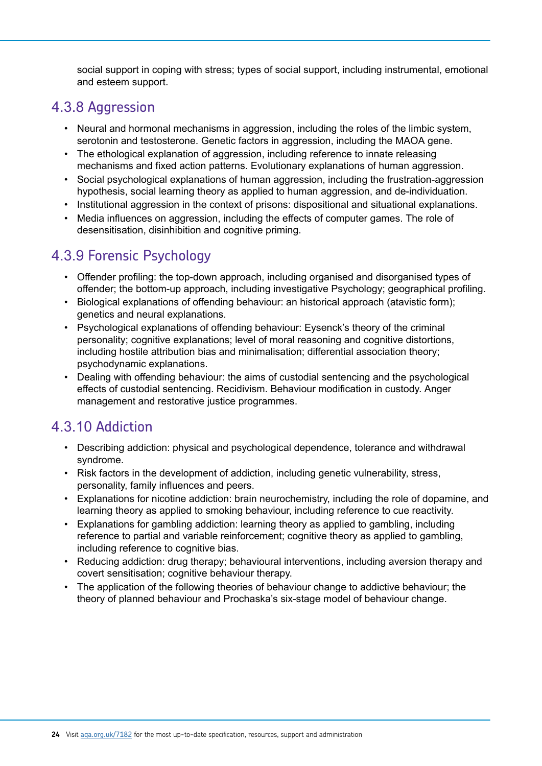social support in coping with stress; types of social support, including instrumental, emotional and esteem support.

### 4.3.8 Aggression

- Neural and hormonal mechanisms in aggression, including the roles of the limbic system, serotonin and testosterone. Genetic factors in aggression, including the MAOA gene.
- The ethological explanation of aggression, including reference to innate releasing mechanisms and fixed action patterns. Evolutionary explanations of human aggression.
- Social psychological explanations of human aggression, including the frustration-aggression hypothesis, social learning theory as applied to human aggression, and de-individuation.
- Institutional aggression in the context of prisons: dispositional and situational explanations.
- Media influences on aggression, including the effects of computer games. The role of desensitisation, disinhibition and cognitive priming.

### 4.3.9 Forensic Psychology

- Offender profiling: the top-down approach, including organised and disorganised types of offender; the bottom-up approach, including investigative Psychology; geographical profiling.
- Biological explanations of offending behaviour: an historical approach (atavistic form); genetics and neural explanations.
- Psychological explanations of offending behaviour: Eysenck's theory of the criminal personality; cognitive explanations; level of moral reasoning and cognitive distortions, including hostile attribution bias and minimalisation; differential association theory; psychodynamic explanations.
- Dealing with offending behaviour: the aims of custodial sentencing and the psychological effects of custodial sentencing. Recidivism. Behaviour modification in custody. Anger management and restorative justice programmes.

### 4.3.10 Addiction

- Describing addiction: physical and psychological dependence, tolerance and withdrawal syndrome.
- Risk factors in the development of addiction, including genetic vulnerability, stress, personality, family influences and peers.
- Explanations for nicotine addiction: brain neurochemistry, including the role of dopamine, and learning theory as applied to smoking behaviour, including reference to cue reactivity.
- Explanations for gambling addiction: learning theory as applied to gambling, including reference to partial and variable reinforcement; cognitive theory as applied to gambling, including reference to cognitive bias.
- Reducing addiction: drug therapy; behavioural interventions, including aversion therapy and covert sensitisation; cognitive behaviour therapy.
- The application of the following theories of behaviour change to addictive behaviour; the theory of planned behaviour and Prochaska's six-stage model of behaviour change.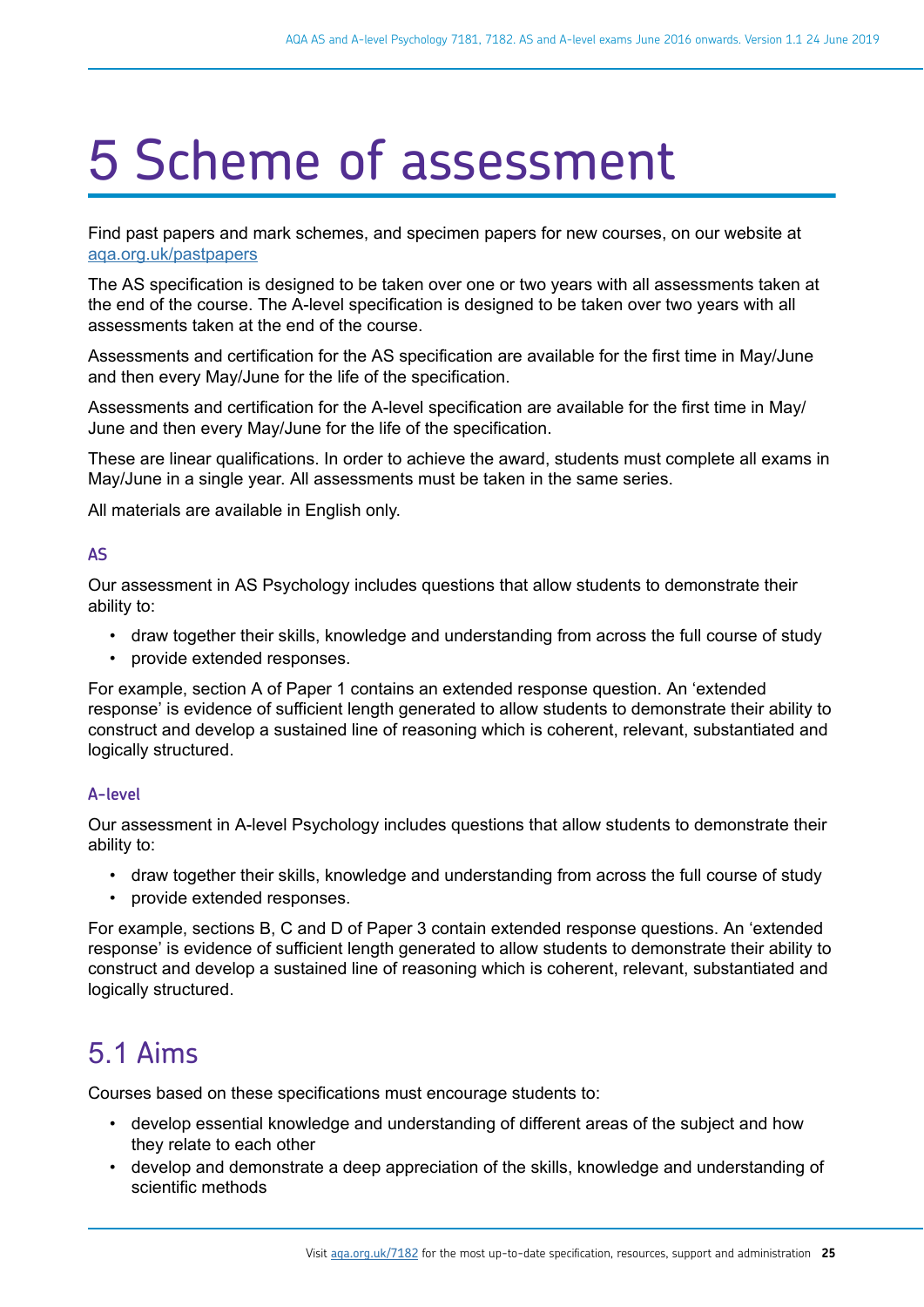# 5 Scheme of assessment

Find past papers and mark schemes, and specimen papers for new courses, on our website at [aqa.org.uk/pastpapers](aqa.org.uk/pastpapers)

The AS specification is designed to be taken over one or two years with all assessments taken at the end of the course. The A-level specification is designed to be taken over two years with all assessments taken at the end of the course.

Assessments and certification for the AS specification are available for the first time in May/June and then every May/June for the life of the specification.

Assessments and certification for the A-level specification are available for the first time in May/June and then every May/June for the life of the specification.

These are linear qualifications. In order to achieve the award, students must complete all exams in May/June in a single year. All assessments must be taken in the same series.

All materials are available in English only.

### AS

Our assessment in AS Psychology includes questions that allow students to demonstrate their ability to:

- draw together their skills, knowledge and understanding from across the full course of study
- provide extended responses.

For example, section A of Paper 1 contains an extended response question. An 'extended response' is evidence of sufficient length generated to allow students to demonstrate their ability to construct and develop a sustained line of reasoning which is coherent, relevant, substantiated and logically structured.

### A-level

Our assessment in A-level Psychology includes questions that allow students to demonstrate their ability to:

- draw together their skills, knowledge and understanding from across the full course of study
- provide extended responses.

For example, sections B, C and D of Paper 3 contain extended response questions. An 'extended response' is evidence of sufficient length generated to allow students to demonstrate their ability to construct and develop a sustained line of reasoning which is coherent, relevant, substantiated and logically structured.

## 5.1 Aims

Courses based on these specifications must encourage students to:

- develop essential knowledge and understanding of different areas of the subject and how they relate to each other
- develop and demonstrate a deep appreciation of the skills, knowledge and understanding of scientific methods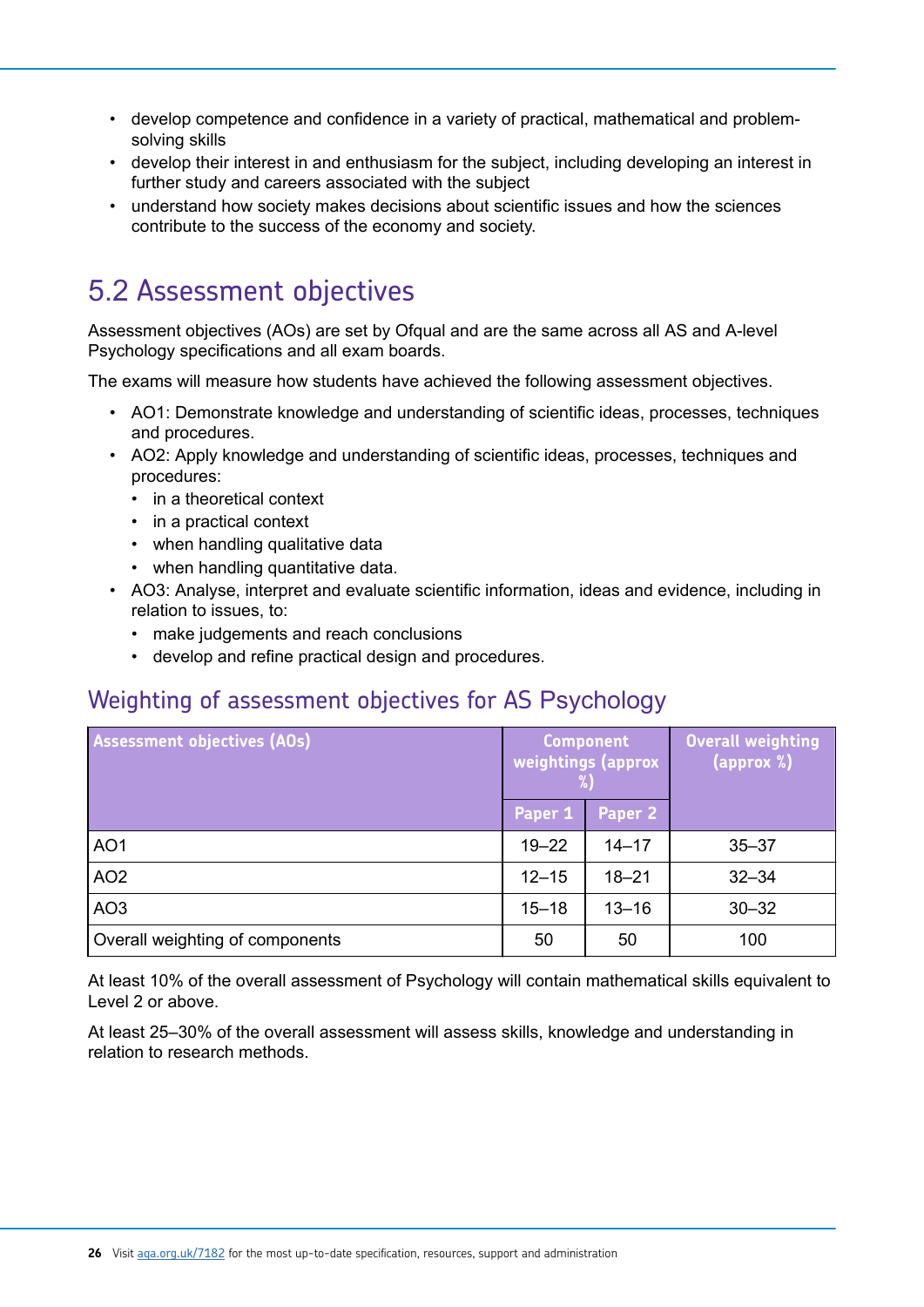- develop competence and confidence in a variety of practical, mathematical and problem-solving skills
- develop their interest in and enthusiasm for the subject, including developing an interest in further study and careers associated with the subject
- understand how society makes decisions about scientific issues and how the sciences contribute to the success of the economy and society.

## 5.2 Assessment objectives

Assessment objectives (AOs) are set by Ofqual and are the same across all AS and A-level Psychology specifications and all exam boards.

The exams will measure how students have achieved the following assessment objectives.

- AO1: Demonstrate knowledge and understanding of scientific ideas, processes, techniques and procedures.
- AO2: Apply knowledge and understanding of scientific ideas, processes, techniques and procedures:
  - in a theoretical context
  - in a practical context
  - when handling qualitative data
  - when handling quantitative data.
- AO3: Analyse, interpret and evaluate scientific information, ideas and evidence, including in relation to issues, to:
  - make judgements and reach conclusions
  - develop and refine practical design and procedures.

### Weighting of assessment objectives for AS Psychology

| Assessment objectives (AOs) | Component weightings (approx %) | | Overall weighting (approx %) |
|---|---|---|---|
| | Paper 1 | Paper 2 | |
| AO1 | 19–22 | 14–17 | 35–37 |
| AO2 | 12–15 | 18–21 | 32–34 |
| AO3 | 15–18 | 13–16 | 30–32 |
| Overall weighting of components | 50 | 50 | 100 |

At least 10% of the overall assessment of Psychology will contain mathematical skills equivalent to Level 2 or above.

At least 25–30% of the overall assessment will assess skills, knowledge and understanding in relation to research methods.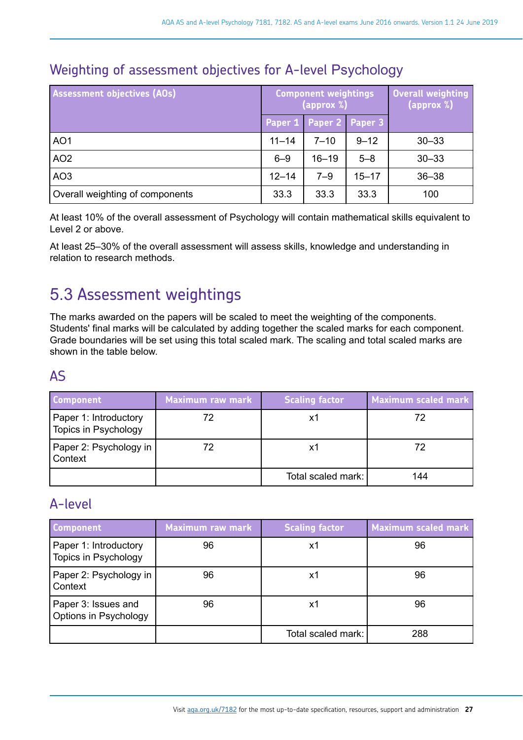## Weighting of assessment objectives for A-level Psychology

| Assessment objectives (AOs) | Component weightings (approx %) | | | Overall weighting (approx %) |
|---|---|---|---|---|
| | Paper 1 | Paper 2 | Paper 3 | |
| AO1 | 11–14 | 7–10 | 9–12 | 30–33 |
| AO2 | 6–9 | 16–19 | 5–8 | 30–33 |
| AO3 | 12–14 | 7–9 | 15–17 | 36–38 |
| Overall weighting of components | 33.3 | 33.3 | 33.3 | 100 |

At least 10% of the overall assessment of Psychology will contain mathematical skills equivalent to Level 2 or above.

At least 25–30% of the overall assessment will assess skills, knowledge and understanding in relation to research methods.

## 5.3 Assessment weightings

The marks awarded on the papers will be scaled to meet the weighting of the components. Students' final marks will be calculated by adding together the scaled marks for each component. Grade boundaries will be set using this total scaled mark. The scaling and total scaled marks are shown in the table below.

### AS

| Component | Maximum raw mark | Scaling factor | Maximum scaled mark |
|---|---|---|---|
| Paper 1: Introductory Topics in Psychology | 72 | x1 | 72 |
| Paper 2: Psychology in Context | 72 | x1 | 72 |
| | | Total scaled mark: | 144 |

### A-level

| Component | Maximum raw mark | Scaling factor | Maximum scaled mark |
|---|---|---|---|
| Paper 1: Introductory Topics in Psychology | 96 | x1 | 96 |
| Paper 2: Psychology in Context | 96 | x1 | 96 |
| Paper 3: Issues and Options in Psychology | 96 | x1 | 96 |
| | | Total scaled mark: | 288 |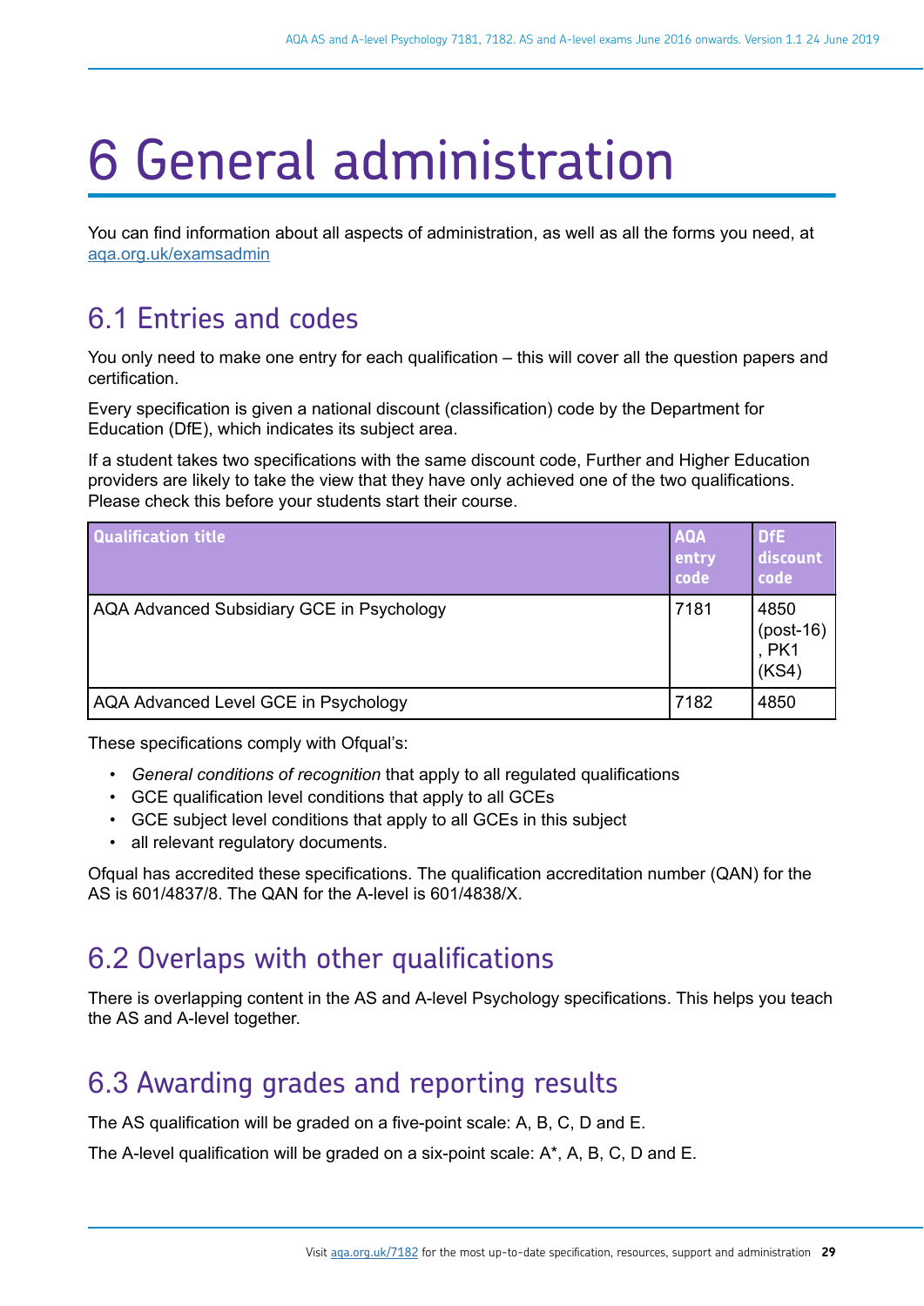# 6 General administration

You can find information about all aspects of administration, as well as all the forms you need, at aqa.org.uk/examsadmin

## 6.1 Entries and codes

You only need to make one entry for each qualification – this will cover all the question papers and certification.

Every specification is given a national discount (classification) code by the Department for Education (DfE), which indicates its subject area.

If a student takes two specifications with the same discount code, Further and Higher Education providers are likely to take the view that they have only achieved one of the two qualifications. Please check this before your students start their course.

| Qualification title | AQA entry code | DfE discount code |
|---|---|---|
| AQA Advanced Subsidiary GCE in Psychology | 7181 | 4850 (post-16), PK1 (KS4) |
| AQA Advanced Level GCE in Psychology | 7182 | 4850 |

These specifications comply with Ofqual's:

- *General conditions of recognition* that apply to all regulated qualifications
- GCE qualification level conditions that apply to all GCEs
- GCE subject level conditions that apply to all GCEs in this subject
- all relevant regulatory documents.

Ofqual has accredited these specifications. The qualification accreditation number (QAN) for the AS is 601/4837/8. The QAN for the A-level is 601/4838/X.

## 6.2 Overlaps with other qualifications

There is overlapping content in the AS and A-level Psychology specifications. This helps you teach the AS and A-level together.

## 6.3 Awarding grades and reporting results

The AS qualification will be graded on a five-point scale: A, B, C, D and E.

The A-level qualification will be graded on a six-point scale: A*, A, B, C, D and E.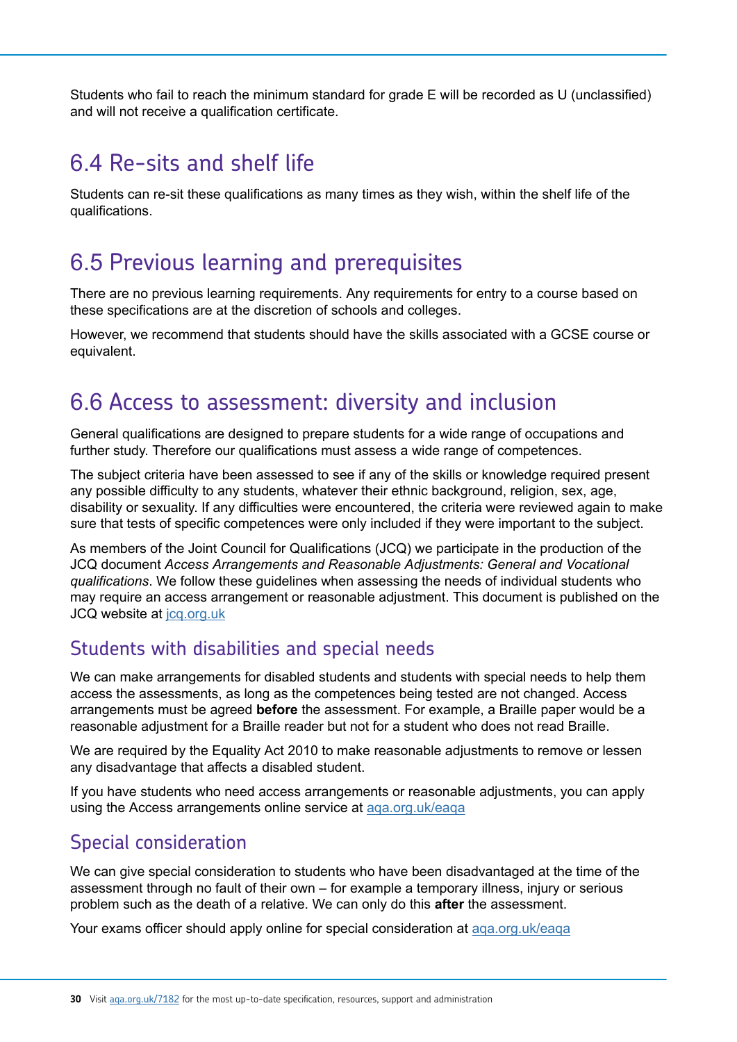Students who fail to reach the minimum standard for grade E will be recorded as U (unclassified) and will not receive a qualification certificate.

## 6.4 Re-sits and shelf life

Students can re-sit these qualifications as many times as they wish, within the shelf life of the qualifications.

## 6.5 Previous learning and prerequisites

There are no previous learning requirements. Any requirements for entry to a course based on these specifications are at the discretion of schools and colleges.

However, we recommend that students should have the skills associated with a GCSE course or equivalent.

## 6.6 Access to assessment: diversity and inclusion

General qualifications are designed to prepare students for a wide range of occupations and further study. Therefore our qualifications must assess a wide range of competences.

The subject criteria have been assessed to see if any of the skills or knowledge required present any possible difficulty to any students, whatever their ethnic background, religion, sex, age, disability or sexuality. If any difficulties were encountered, the criteria were reviewed again to make sure that tests of specific competences were only included if they were important to the subject.

As members of the Joint Council for Qualifications (JCQ) we participate in the production of the JCQ document *Access Arrangements and Reasonable Adjustments: General and Vocational qualifications*. We follow these guidelines when assessing the needs of individual students who may require an access arrangement or reasonable adjustment. This document is published on the JCQ website at [jcq.org.uk](jcq.org.uk)

### Students with disabilities and special needs

We can make arrangements for disabled students and students with special needs to help them access the assessments, as long as the competences being tested are not changed. Access arrangements must be agreed **before** the assessment. For example, a Braille paper would be a reasonable adjustment for a Braille reader but not for a student who does not read Braille.

We are required by the Equality Act 2010 to make reasonable adjustments to remove or lessen any disadvantage that affects a disabled student.

If you have students who need access arrangements or reasonable adjustments, you can apply using the Access arrangements online service at [aqa.org.uk/eaqa](aqa.org.uk/eaqa)

### Special consideration

We can give special consideration to students who have been disadvantaged at the time of the assessment through no fault of their own – for example a temporary illness, injury or serious problem such as the death of a relative. We can only do this **after** the assessment.

Your exams officer should apply online for special consideration at [aqa.org.uk/eaqa](aqa.org.uk/eaqa)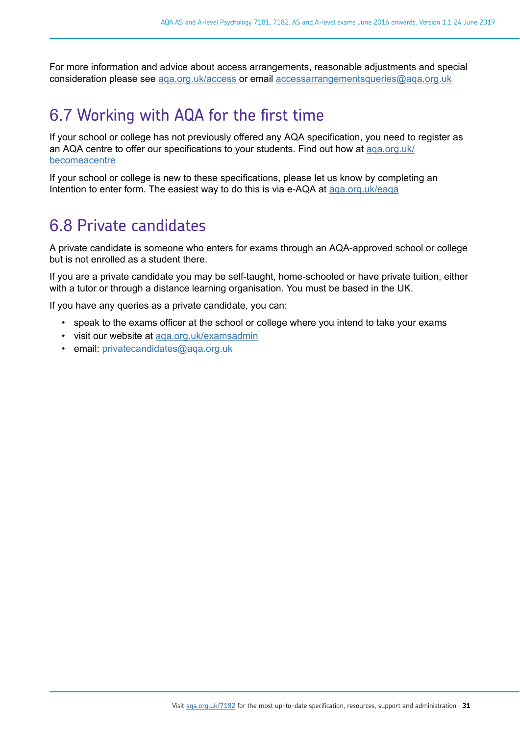For more information and advice about access arrangements, reasonable adjustments and special consideration please see aqa.org.uk/access or email accessarrangementsqueries@aqa.org.uk

## 6.7 Working with AQA for the first time

If your school or college has not previously offered any AQA specification, you need to register as an AQA centre to offer our specifications to your students. Find out how at aqa.org.uk/becomeacentre

If your school or college is new to these specifications, please let us know by completing an Intention to enter form. The easiest way to do this is via e-AQA at aqa.org.uk/eaqa

## 6.8 Private candidates

A private candidate is someone who enters for exams through an AQA-approved school or college but is not enrolled as a student there.

If you are a private candidate you may be self-taught, home-schooled or have private tuition, either with a tutor or through a distance learning organisation. You must be based in the UK.

If you have any queries as a private candidate, you can:

- speak to the exams officer at the school or college where you intend to take your exams
- visit our website at aqa.org.uk/examsadmin
- email: privatecandidates@aqa.org.uk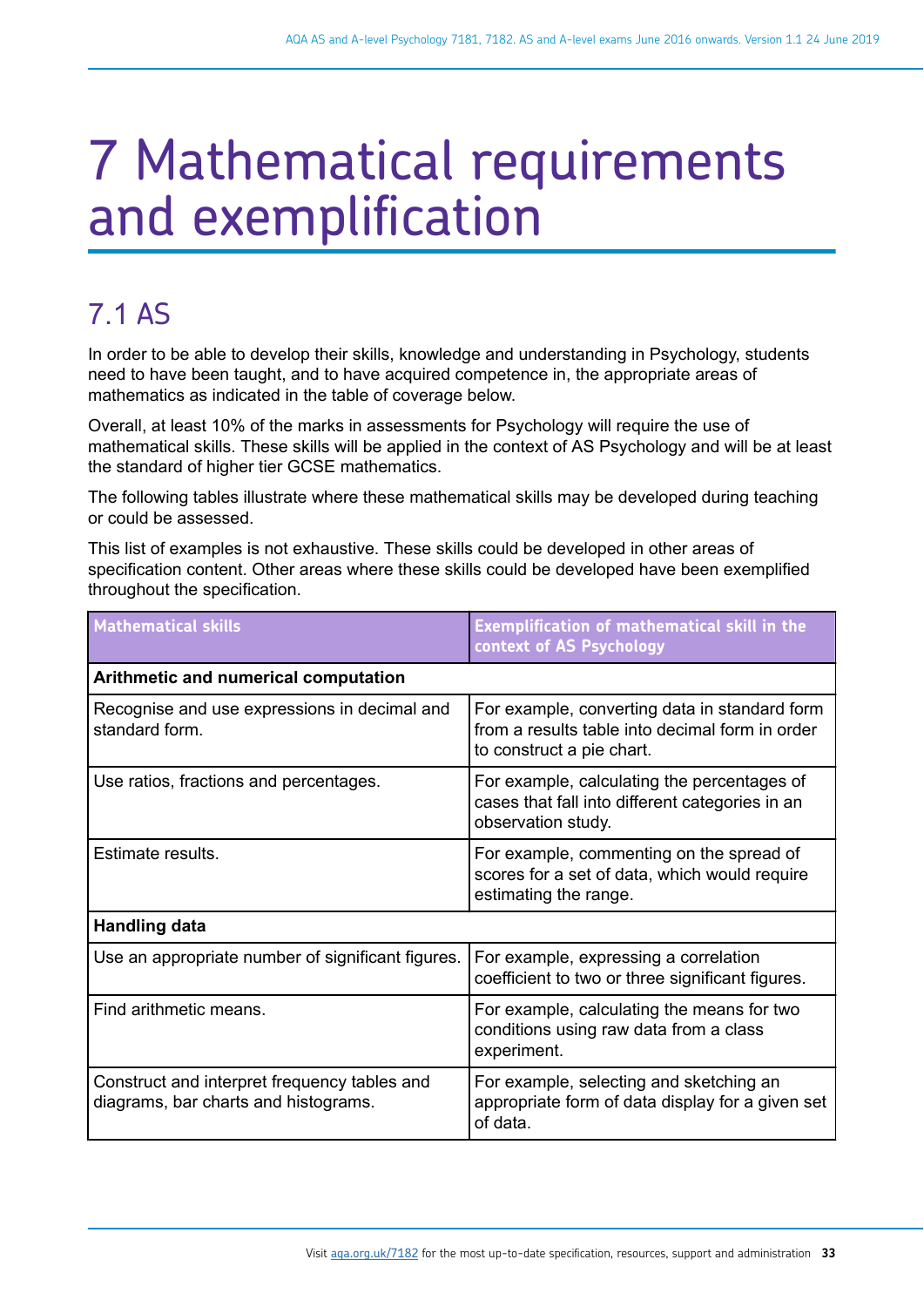# 7 Mathematical requirements and exemplification

## 7.1 AS

In order to be able to develop their skills, knowledge and understanding in Psychology, students need to have been taught, and to have acquired competence in, the appropriate areas of mathematics as indicated in the table of coverage below.

Overall, at least 10% of the marks in assessments for Psychology will require the use of mathematical skills. These skills will be applied in the context of AS Psychology and will be at least the standard of higher tier GCSE mathematics.

The following tables illustrate where these mathematical skills may be developed during teaching or could be assessed.

This list of examples is not exhaustive. These skills could be developed in other areas of specification content. Other areas where these skills could be developed have been exemplified throughout the specification.

| Mathematical skills | Exemplification of mathematical skill in the context of AS Psychology |
|---|---|
| **Arithmetic and numerical computation** | |
| Recognise and use expressions in decimal and standard form. | For example, converting data in standard form from a results table into decimal form in order to construct a pie chart. |
| Use ratios, fractions and percentages. | For example, calculating the percentages of cases that fall into different categories in an observation study. |
| Estimate results. | For example, commenting on the spread of scores for a set of data, which would require estimating the range. |
| **Handling data** | |
| Use an appropriate number of significant figures. | For example, expressing a correlation coefficient to two or three significant figures. |
| Find arithmetic means. | For example, calculating the means for two conditions using raw data from a class experiment. |
| Construct and interpret frequency tables and diagrams, bar charts and histograms. | For example, selecting and sketching an appropriate form of data display for a given set of data. |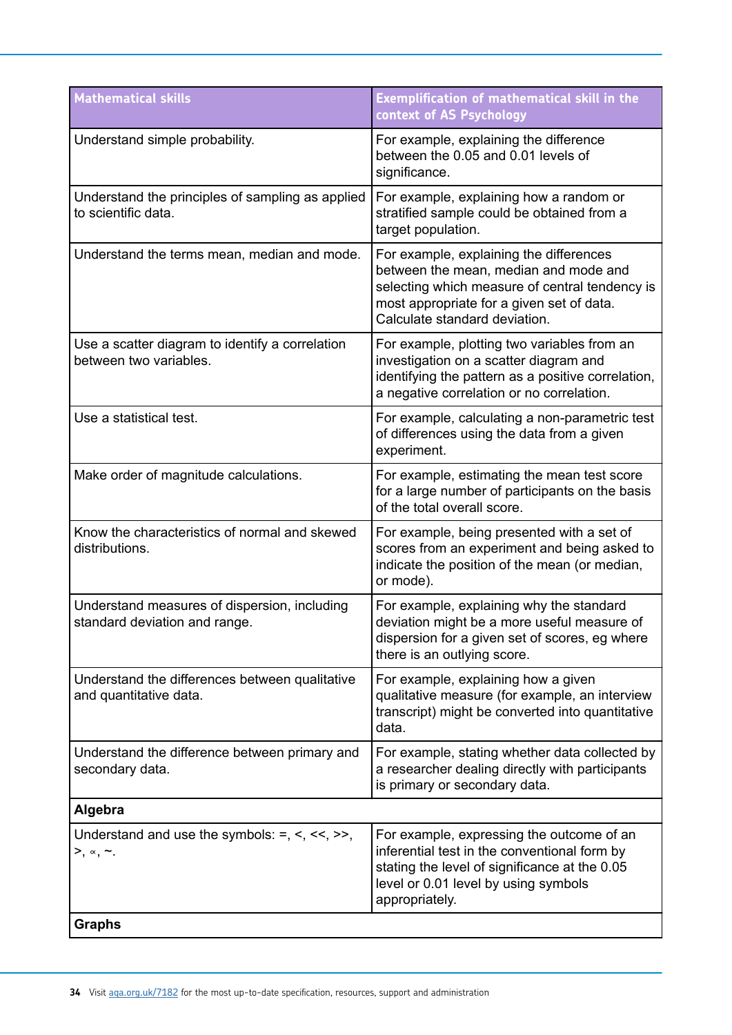| Mathematical skills | Exemplification of mathematical skill in the context of AS Psychology |
|---|---|
| Understand simple probability. | For example, explaining the difference between the 0.05 and 0.01 levels of significance. |
| Understand the principles of sampling as applied to scientific data. | For example, explaining how a random or stratified sample could be obtained from a target population. |
| Understand the terms mean, median and mode. | For example, explaining the differences between the mean, median and mode and selecting which measure of central tendency is most appropriate for a given set of data. Calculate standard deviation. |
| Use a scatter diagram to identify a correlation between two variables. | For example, plotting two variables from an investigation on a scatter diagram and identifying the pattern as a positive correlation, a negative correlation or no correlation. |
| Use a statistical test. | For example, calculating a non-parametric test of differences using the data from a given experiment. |
| Make order of magnitude calculations. | For example, estimating the mean test score for a large number of participants on the basis of the total overall score. |
| Know the characteristics of normal and skewed distributions. | For example, being presented with a set of scores from an experiment and being asked to indicate the position of the mean (or median, or mode). |
| Understand measures of dispersion, including standard deviation and range. | For example, explaining why the standard deviation might be a more useful measure of dispersion for a given set of scores, eg where there is an outlying score. |
| Understand the differences between qualitative and quantitative data. | For example, explaining how a given qualitative measure (for example, an interview transcript) might be converted into quantitative data. |
| Understand the difference between primary and secondary data. | For example, stating whether data collected by a researcher dealing directly with participants is primary or secondary data. |
| **Algebra** | |
| Understand and use the symbols: $=$, $<$, $\ll$, $\gg$, $>$, $\propto$, $\sim$. | For example, expressing the outcome of an inferential test in the conventional form by stating the level of significance at the 0.05 level or 0.01 level by using symbols appropriately. |
| **Graphs** | |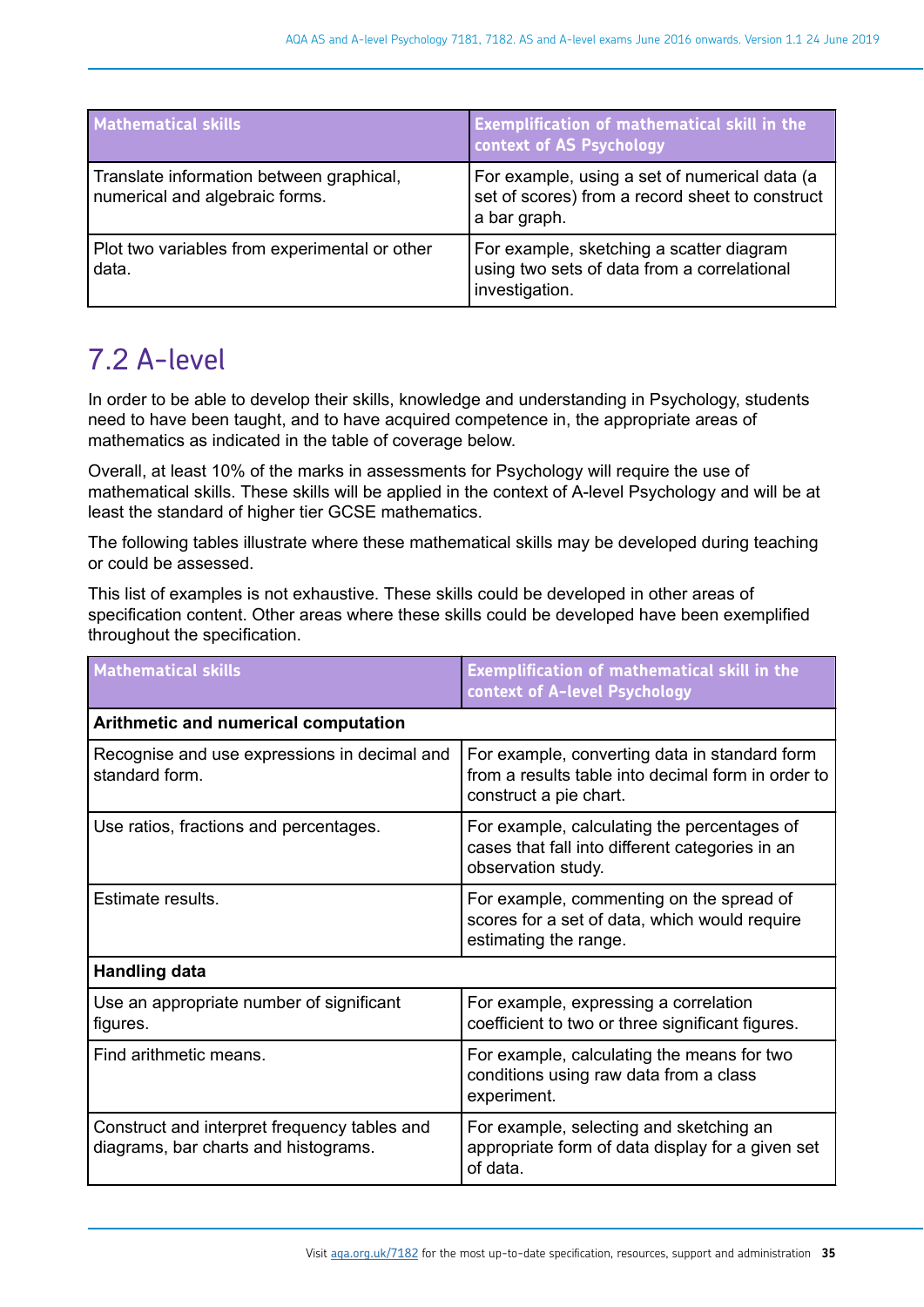| Mathematical skills | Exemplification of mathematical skill in the context of AS Psychology |
|---|---|
| Translate information between graphical, numerical and algebraic forms. | For example, using a set of numerical data (a set of scores) from a record sheet to construct a bar graph. |
| Plot two variables from experimental or other data. | For example, sketching a scatter diagram using two sets of data from a correlational investigation. |

## 7.2 A-level

In order to be able to develop their skills, knowledge and understanding in Psychology, students need to have been taught, and to have acquired competence in, the appropriate areas of mathematics as indicated in the table of coverage below.

Overall, at least 10% of the marks in assessments for Psychology will require the use of mathematical skills. These skills will be applied in the context of A-level Psychology and will be at least the standard of higher tier GCSE mathematics.

The following tables illustrate where these mathematical skills may be developed during teaching or could be assessed.

This list of examples is not exhaustive. These skills could be developed in other areas of specification content. Other areas where these skills could be developed have been exemplified throughout the specification.

| Mathematical skills | Exemplification of mathematical skill in the context of A-level Psychology |
|---|---|
| **Arithmetic and numerical computation** | |
| Recognise and use expressions in decimal and standard form. | For example, converting data in standard form from a results table into decimal form in order to construct a pie chart. |
| Use ratios, fractions and percentages. | For example, calculating the percentages of cases that fall into different categories in an observation study. |
| Estimate results. | For example, commenting on the spread of scores for a set of data, which would require estimating the range. |
| **Handling data** | |
| Use an appropriate number of significant figures. | For example, expressing a correlation coefficient to two or three significant figures. |
| Find arithmetic means. | For example, calculating the means for two conditions using raw data from a class experiment. |
| Construct and interpret frequency tables and diagrams, bar charts and histograms. | For example, selecting and sketching an appropriate form of data display for a given set of data. |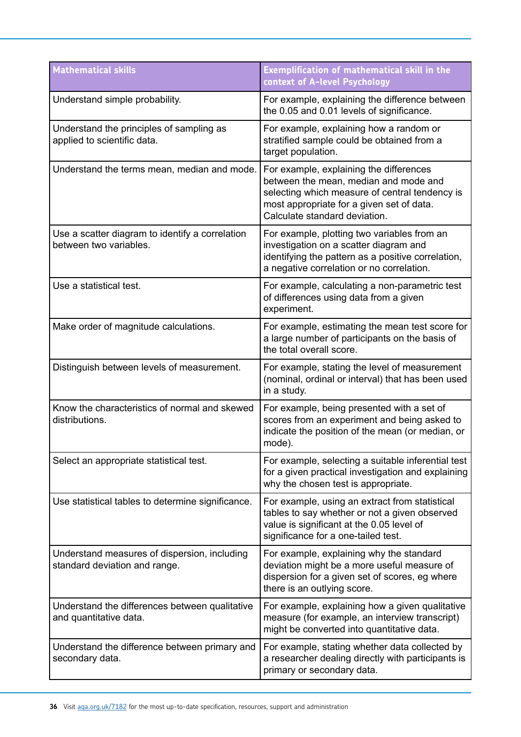| Mathematical skills | Exemplification of mathematical skill in the context of A-level Psychology |
|---|---|
| Understand simple probability. | For example, explaining the difference between the 0.05 and 0.01 levels of significance. |
| Understand the principles of sampling as applied to scientific data. | For example, explaining how a random or stratified sample could be obtained from a target population. |
| Understand the terms mean, median and mode. | For example, explaining the differences between the mean, median and mode and selecting which measure of central tendency is most appropriate for a given set of data. Calculate standard deviation. |
| Use a scatter diagram to identify a correlation between two variables. | For example, plotting two variables from an investigation on a scatter diagram and identifying the pattern as a positive correlation, a negative correlation or no correlation. |
| Use a statistical test. | For example, calculating a non-parametric test of differences using data from a given experiment. |
| Make order of magnitude calculations. | For example, estimating the mean test score for a large number of participants on the basis of the total overall score. |
| Distinguish between levels of measurement. | For example, stating the level of measurement (nominal, ordinal or interval) that has been used in a study. |
| Know the characteristics of normal and skewed distributions. | For example, being presented with a set of scores from an experiment and being asked to indicate the position of the mean (or median, or mode). |
| Select an appropriate statistical test. | For example, selecting a suitable inferential test for a given practical investigation and explaining why the chosen test is appropriate. |
| Use statistical tables to determine significance. | For example, using an extract from statistical tables to say whether or not a given observed value is significant at the 0.05 level of significance for a one-tailed test. |
| Understand measures of dispersion, including standard deviation and range. | For example, explaining why the standard deviation might be a more useful measure of dispersion for a given set of scores, eg where there is an outlying score. |
| Understand the differences between qualitative and quantitative data. | For example, explaining how a given qualitative measure (for example, an interview transcript) might be converted into quantitative data. |
| Understand the difference between primary and secondary data. | For example, stating whether data collected by a researcher dealing directly with participants is primary or secondary data. |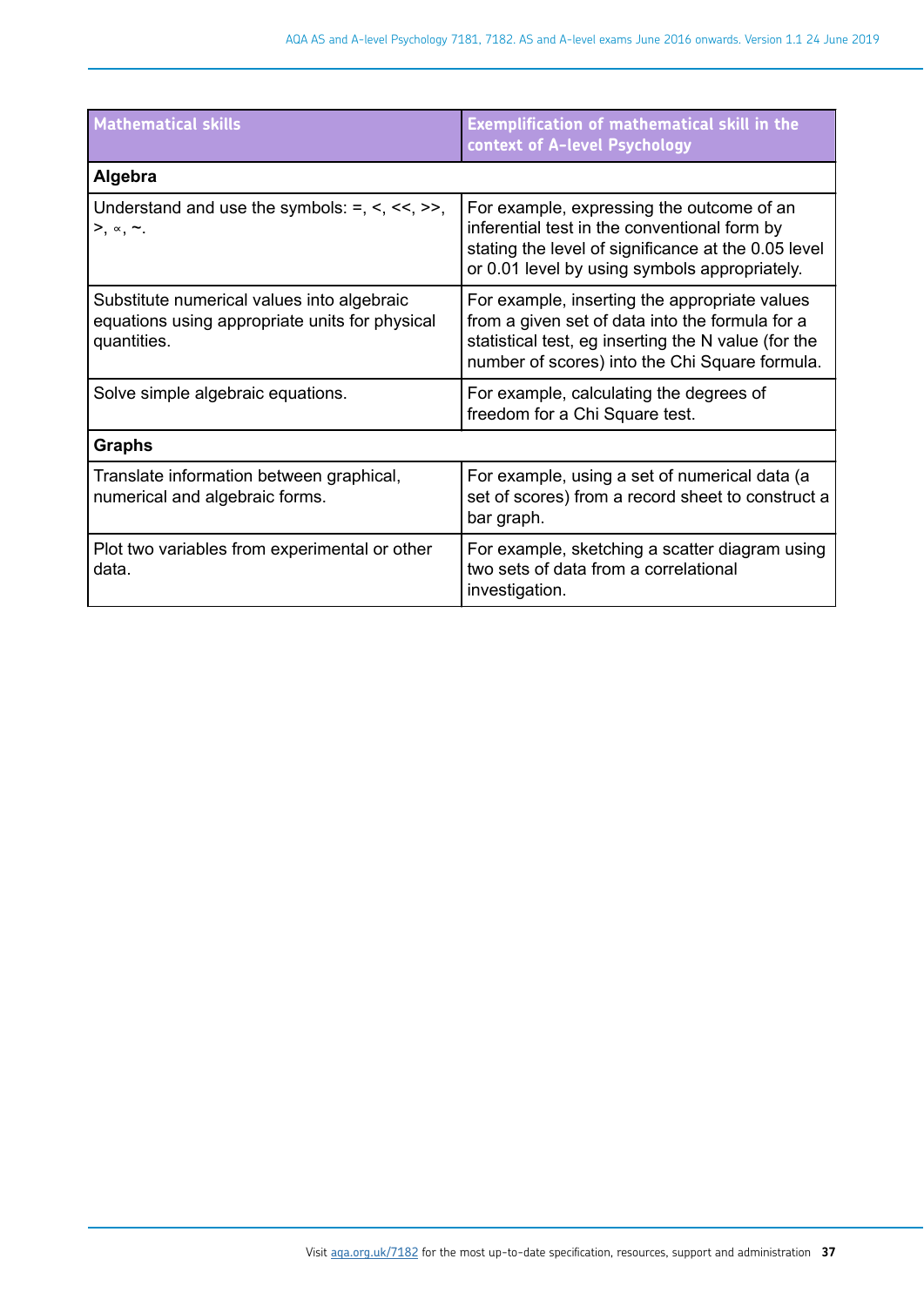| Mathematical skills | Exemplification of mathematical skill in the context of A-level Psychology |
|---|---|
| **Algebra** | |
| Understand and use the symbols: =, <, <<, >>, >, ∝, ~. | For example, expressing the outcome of an inferential test in the conventional form by stating the level of significance at the 0.05 level or 0.01 level by using symbols appropriately. |
| Substitute numerical values into algebraic equations using appropriate units for physical quantities. | For example, inserting the appropriate values from a given set of data into the formula for a statistical test, eg inserting the N value (for the number of scores) into the Chi Square formula. |
| Solve simple algebraic equations. | For example, calculating the degrees of freedom for a Chi Square test. |
| **Graphs** | |
| Translate information between graphical, numerical and algebraic forms. | For example, using a set of numerical data (a set of scores) from a record sheet to construct a bar graph. |
| Plot two variables from experimental or other data. | For example, sketching a scatter diagram using two sets of data from a correlational investigation. |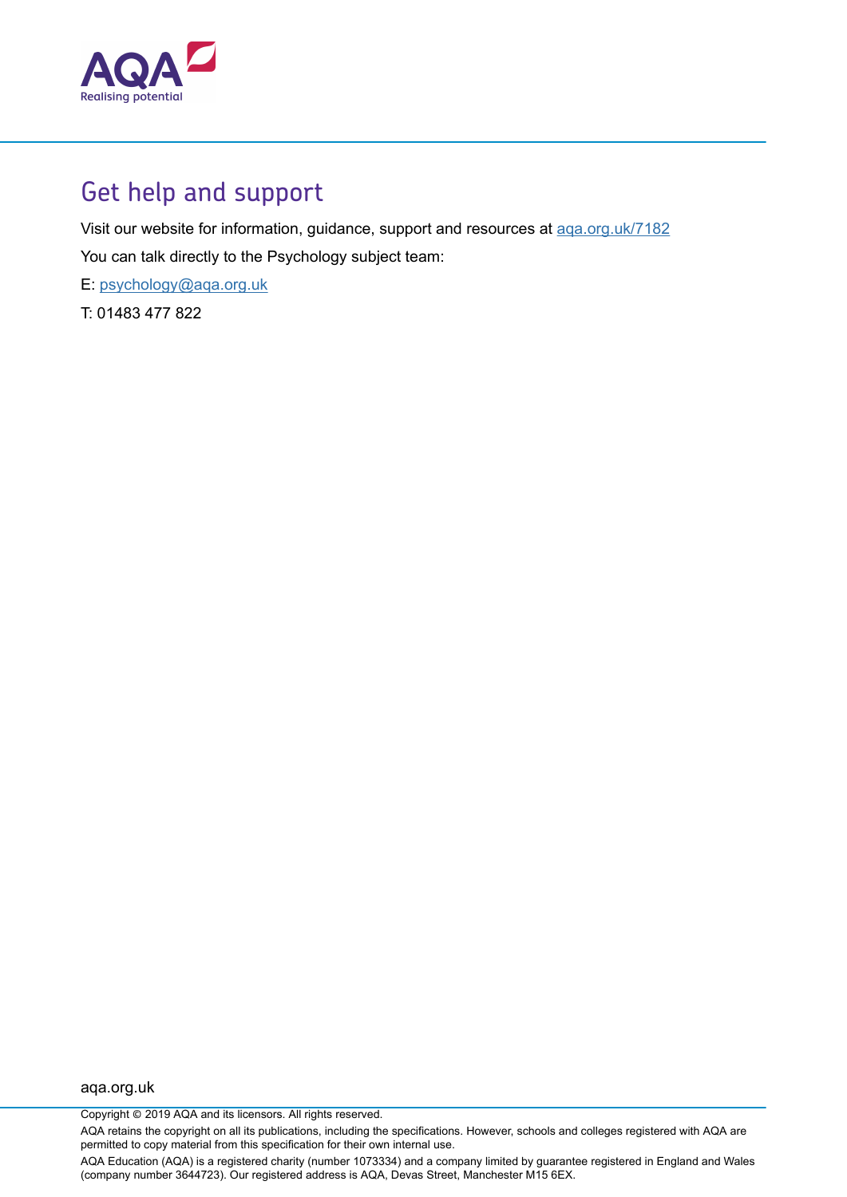## Get help and support

Visit our website for information, guidance, support and resources at aqa.org.uk/7182

You can talk directly to the Psychology subject team:

E: psychology@aqa.org.uk

T: 01483 477 822

aqa.org.uk

Copyright © 2019 AQA and its licensors. All rights reserved.

AQA retains the copyright on all its publications, including the specifications. However, schools and colleges registered with AQA are permitted to copy material from this specification for their own internal use.

AQA Education (AQA) is a registered charity (number 1073334) and a company limited by guarantee registered in England and Wales (company number 3644723). Our registered address is AQA, Devas Street, Manchester M15 6EX.